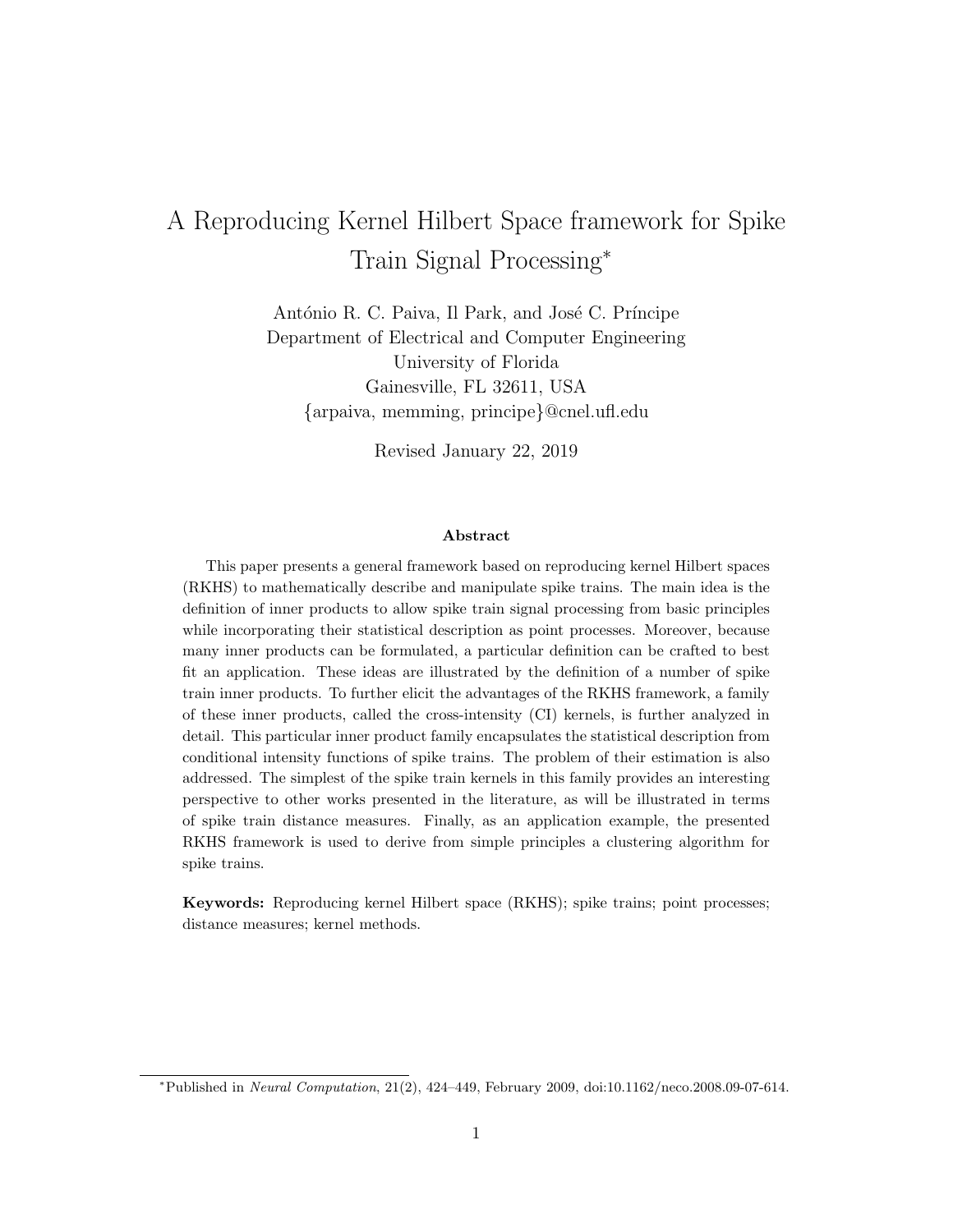# A Reproducing Kernel Hilbert Space framework for Spike Train Signal Processing*

António R. C. Paiva, Il Park, and José C. Príncipe
Department of Electrical and Computer Engineering
University of Florida
Gainesville, FL 32611, USA
{arpaiva, memming, principe}@cnel.ufl.edu

Revised January 22, 2019

### Abstract

This paper presents a general framework based on reproducing kernel Hilbert spaces (RKHS) to mathematically describe and manipulate spike trains. The main idea is the definition of inner products to allow spike train signal processing from basic principles while incorporating their statistical description as point processes. Moreover, because many inner products can be formulated, a particular definition can be crafted to best fit an application. These ideas are illustrated by the definition of a number of spike train inner products. To further elicit the advantages of the RKHS framework, a family of these inner products, called the cross-intensity (CI) kernels, is further analyzed in detail. This particular inner product family encapsulates the statistical description from conditional intensity functions of spike trains. The problem of their estimation is also addressed. The simplest of the spike train kernels in this family provides an interesting perspective to other works presented in the literature, as will be illustrated in terms of spike train distance measures. Finally, as an application example, the presented RKHS framework is used to derive from simple principles a clustering algorithm for spike trains.

**Keywords:** Reproducing kernel Hilbert space (RKHS); spike trains; point processes; distance measures; kernel methods.

*Published in *Neural Computation*, 21(2), 424–449, February 2009, doi:10.1162/neco.2008.09-07-614.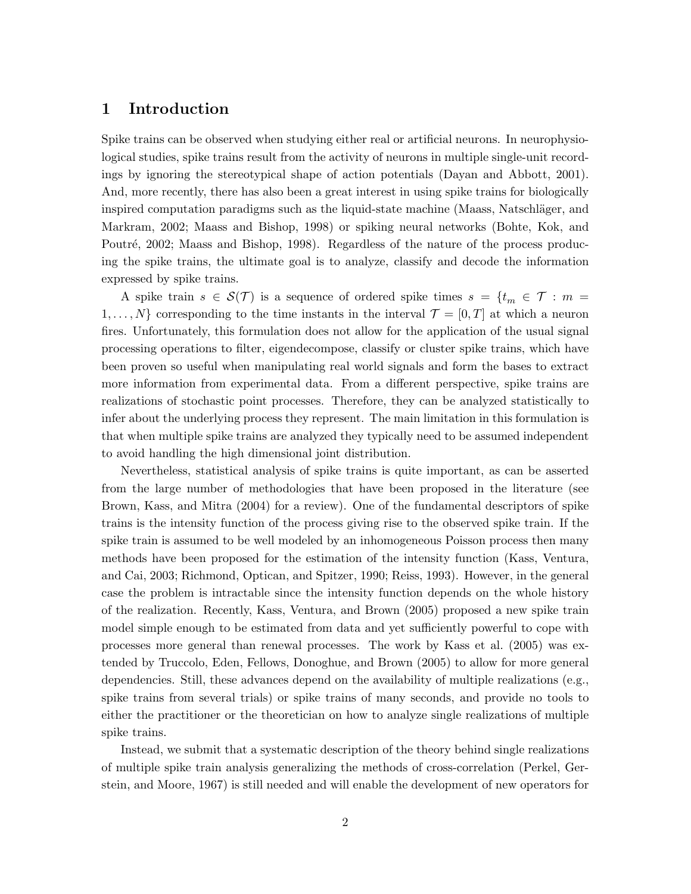## 1 Introduction

Spike trains can be observed when studying either real or artificial neurons. In neurophysiological studies, spike trains result from the activity of neurons in multiple single-unit recordings by ignoring the stereotypical shape of action potentials (Dayan and Abbott, 2001). And, more recently, there has also been a great interest in using spike trains for biologically inspired computation paradigms such as the liquid-state machine (Maass, Natschläger, and Markram, 2002; Maass and Bishop, 1998) or spiking neural networks (Bohte, Kok, and Poutré, 2002; Maass and Bishop, 1998). Regardless of the nature of the process producing the spike trains, the ultimate goal is to analyze, classify and decode the information expressed by spike trains.

A spike train $s \in \mathcal{S}(\mathcal{T})$ is a sequence of ordered spike times $s = \{t_m \in \mathcal{T} : m = 1, \ldots, N\}$ corresponding to the time instants in the interval $\mathcal{T} = [0, T]$ at which a neuron fires. Unfortunately, this formulation does not allow for the application of the usual signal processing operations to filter, eigendecompose, classify or cluster spike trains, which have been proven so useful when manipulating real world signals and form the bases to extract more information from experimental data. From a different perspective, spike trains are realizations of stochastic point processes. Therefore, they can be analyzed statistically to infer about the underlying process they represent. The main limitation in this formulation is that when multiple spike trains are analyzed they typically need to be assumed independent to avoid handling the high dimensional joint distribution.

Nevertheless, statistical analysis of spike trains is quite important, as can be asserted from the large number of methodologies that have been proposed in the literature (see Brown, Kass, and Mitra (2004) for a review). One of the fundamental descriptors of spike trains is the intensity function of the process giving rise to the observed spike train. If the spike train is assumed to be well modeled by an inhomogeneous Poisson process then many methods have been proposed for the estimation of the intensity function (Kass, Ventura, and Cai, 2003; Richmond, Optican, and Spitzer, 1990; Reiss, 1993). However, in the general case the problem is intractable since the intensity function depends on the whole history of the realization. Recently, Kass, Ventura, and Brown (2005) proposed a new spike train model simple enough to be estimated from data and yet sufficiently powerful to cope with processes more general than renewal processes. The work by Kass et al. (2005) was extended by Truccolo, Eden, Fellows, Donoghue, and Brown (2005) to allow for more general dependencies. Still, these advances depend on the availability of multiple realizations (e.g., spike trains from several trials) or spike trains of many seconds, and provide no tools to either the practitioner or the theoretician on how to analyze single realizations of multiple spike trains.

Instead, we submit that a systematic description of the theory behind single realizations of multiple spike train analysis generalizing the methods of cross-correlation (Perkel, Gerstein, and Moore, 1967) is still needed and will enable the development of new operators for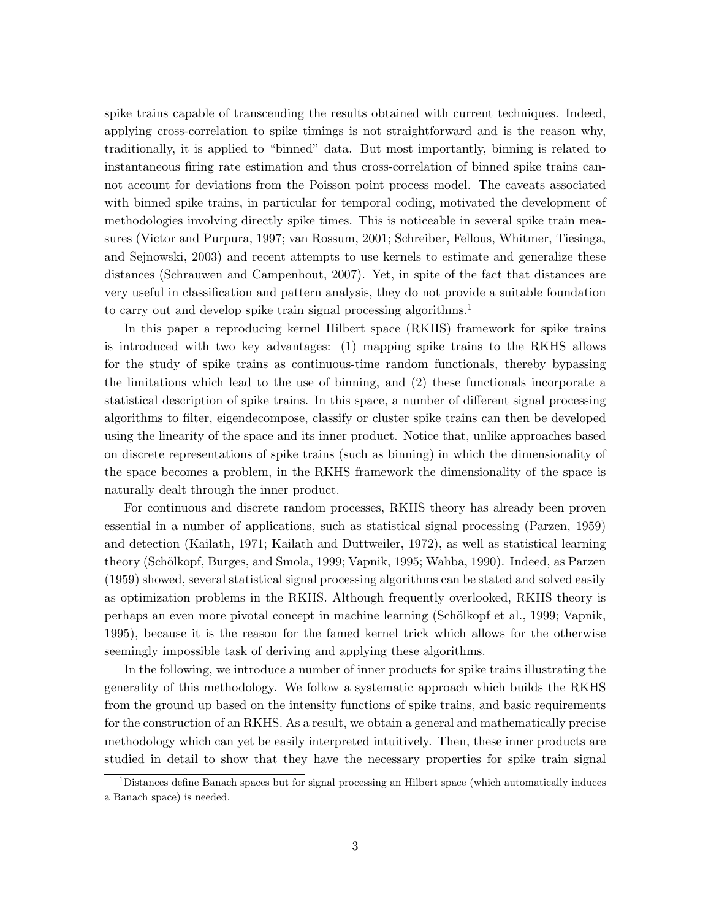spike trains capable of transcending the results obtained with current techniques. Indeed, applying cross-correlation to spike timings is not straightforward and is the reason why, traditionally, it is applied to "binned" data. But most importantly, binning is related to instantaneous firing rate estimation and thus cross-correlation of binned spike trains cannot account for deviations from the Poisson point process model. The caveats associated with binned spike trains, in particular for temporal coding, motivated the development of methodologies involving directly spike times. This is noticeable in several spike train measures (Victor and Purpura, 1997; van Rossum, 2001; Schreiber, Fellous, Whitmer, Tiesinga, and Sejnowski, 2003) and recent attempts to use kernels to estimate and generalize these distances (Schrauwen and Campenhout, 2007). Yet, in spite of the fact that distances are very useful in classification and pattern analysis, they do not provide a suitable foundation to carry out and develop spike train signal processing algorithms.[1]

In this paper a reproducing kernel Hilbert space (RKHS) framework for spike trains is introduced with two key advantages: (1) mapping spike trains to the RKHS allows for the study of spike trains as continuous-time random functionals, thereby bypassing the limitations which lead to the use of binning, and (2) these functionals incorporate a statistical description of spike trains. In this space, a number of different signal processing algorithms to filter, eigendecompose, classify or cluster spike trains can then be developed using the linearity of the space and its inner product. Notice that, unlike approaches based on discrete representations of spike trains (such as binning) in which the dimensionality of the space becomes a problem, in the RKHS framework the dimensionality of the space is naturally dealt through the inner product.

For continuous and discrete random processes, RKHS theory has already been proven essential in a number of applications, such as statistical signal processing (Parzen, 1959) and detection (Kailath, 1971; Kailath and Duttweiler, 1972), as well as statistical learning theory (Schölkopf, Burges, and Smola, 1999; Vapnik, 1995; Wahba, 1990). Indeed, as Parzen (1959) showed, several statistical signal processing algorithms can be stated and solved easily as optimization problems in the RKHS. Although frequently overlooked, RKHS theory is perhaps an even more pivotal concept in machine learning (Schölkopf et al., 1999; Vapnik, 1995), because it is the reason for the famed kernel trick which allows for the otherwise seemingly impossible task of deriving and applying these algorithms.

In the following, we introduce a number of inner products for spike trains illustrating the generality of this methodology. We follow a systematic approach which builds the RKHS from the ground up based on the intensity functions of spike trains, and basic requirements for the construction of an RKHS. As a result, we obtain a general and mathematically precise methodology which can yet be easily interpreted intuitively. Then, these inner products are studied in detail to show that they have the necessary properties for spike train signal

[1] Distances define Banach spaces but for signal processing an Hilbert space (which automatically induces a Banach space) is needed.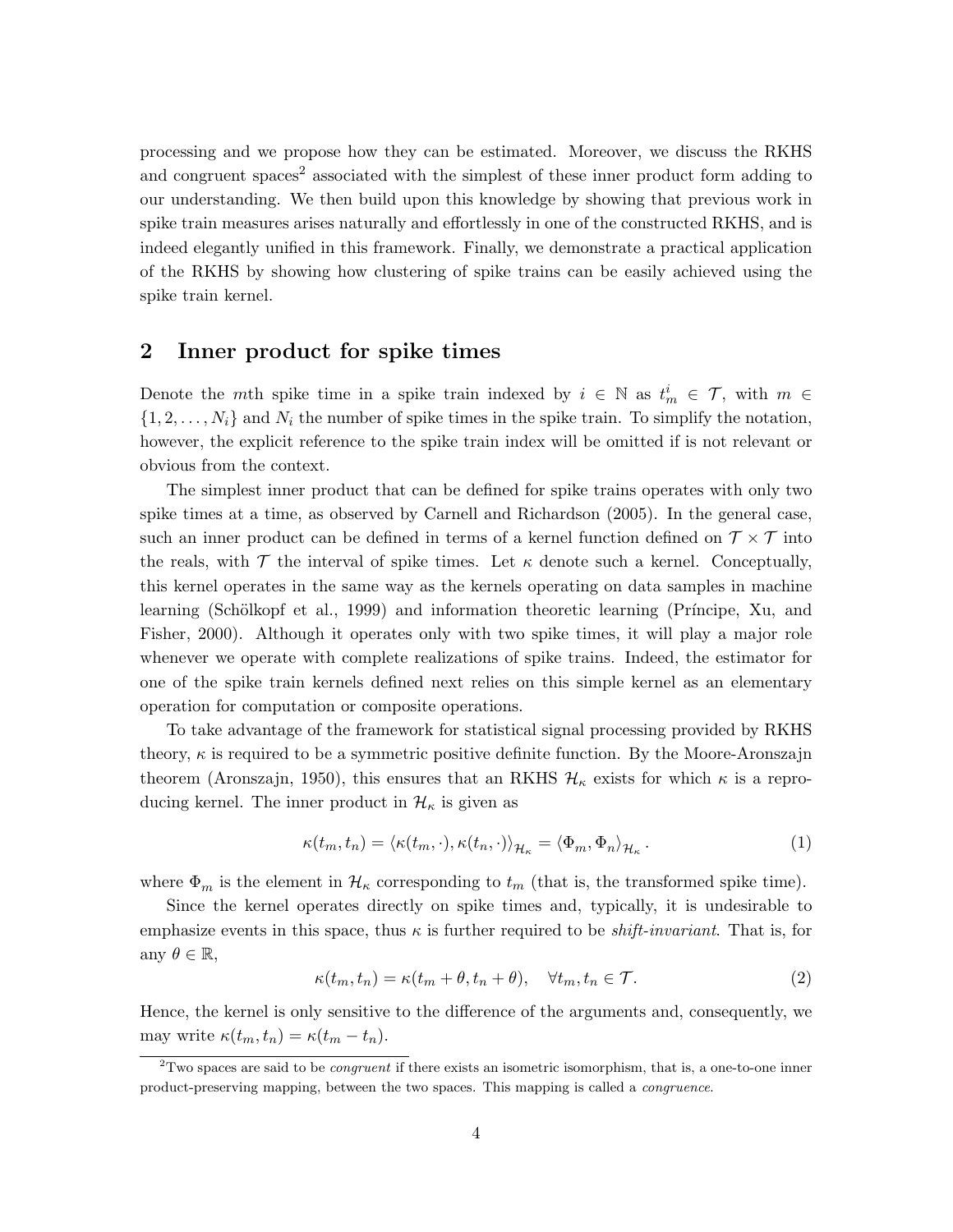processing and we propose how they can be estimated. Moreover, we discuss the RKHS and congruent spaces[2] associated with the simplest of these inner product form adding to our understanding. We then build upon this knowledge by showing that previous work in spike train measures arises naturally and effortlessly in one of the constructed RKHS, and is indeed elegantly unified in this framework. Finally, we demonstrate a practical application of the RKHS by showing how clustering of spike trains can be easily achieved using the spike train kernel.

## 2 Inner product for spike times

Denote the $m$th spike time in a spike train indexed by $i \in \mathbb{N}$ as $t_m^i \in \mathcal{T}$, with $m \in \{1, 2, \ldots, N_i\}$ and $N_i$ the number of spike times in the spike train. To simplify the notation, however, the explicit reference to the spike train index will be omitted if is not relevant or obvious from the context.

The simplest inner product that can be defined for spike trains operates with only two spike times at a time, as observed by Carnell and Richardson (2005). In the general case, such an inner product can be defined in terms of a kernel function defined on $\mathcal{T} \times \mathcal{T}$ into the reals, with $\mathcal{T}$ the interval of spike times. Let $\kappa$ denote such a kernel. Conceptually, this kernel operates in the same way as the kernels operating on data samples in machine learning (Schölkopf et al., 1999) and information theoretic learning (Príncipe, Xu, and Fisher, 2000). Although it operates only with two spike times, it will play a major role whenever we operate with complete realizations of spike trains. Indeed, the estimator for one of the spike train kernels defined next relies on this simple kernel as an elementary operation for computation or composite operations.

To take advantage of the framework for statistical signal processing provided by RKHS theory, $\kappa$ is required to be a symmetric positive definite function. By the Moore-Aronszajn theorem (Aronszajn, 1950), this ensures that an RKHS $\mathcal{H}_\kappa$ exists for which $\kappa$ is a reproducing kernel. The inner product in $\mathcal{H}_\kappa$ is given as

$$\kappa(t_m, t_n) = \langle \kappa(t_m, \cdot), \kappa(t_n, \cdot) \rangle_{\mathcal{H}_\kappa} = \langle \Phi_m, \Phi_n \rangle_{\mathcal{H}_\kappa}. \tag{1}$$

where $\Phi_m$ is the element in $\mathcal{H}_\kappa$ corresponding to $t_m$ (that is, the transformed spike time).

Since the kernel operates directly on spike times and, typically, it is undesirable to emphasize events in this space, thus $\kappa$ is further required to be *shift-invariant*. That is, for any $\theta \in \mathbb{R}$,

$$\kappa(t_m, t_n) = \kappa(t_m + \theta, t_n + \theta), \quad \forall t_m, t_n \in \mathcal{T}. \tag{2}$$

Hence, the kernel is only sensitive to the difference of the arguments and, consequently, we may write $\kappa(t_m, t_n) = \kappa(t_m - t_n)$.

[2] Two spaces are said to be *congruent* if there exists an isometric isomorphism, that is, a one-to-one inner product-preserving mapping, between the two spaces. This mapping is called a *congruence*.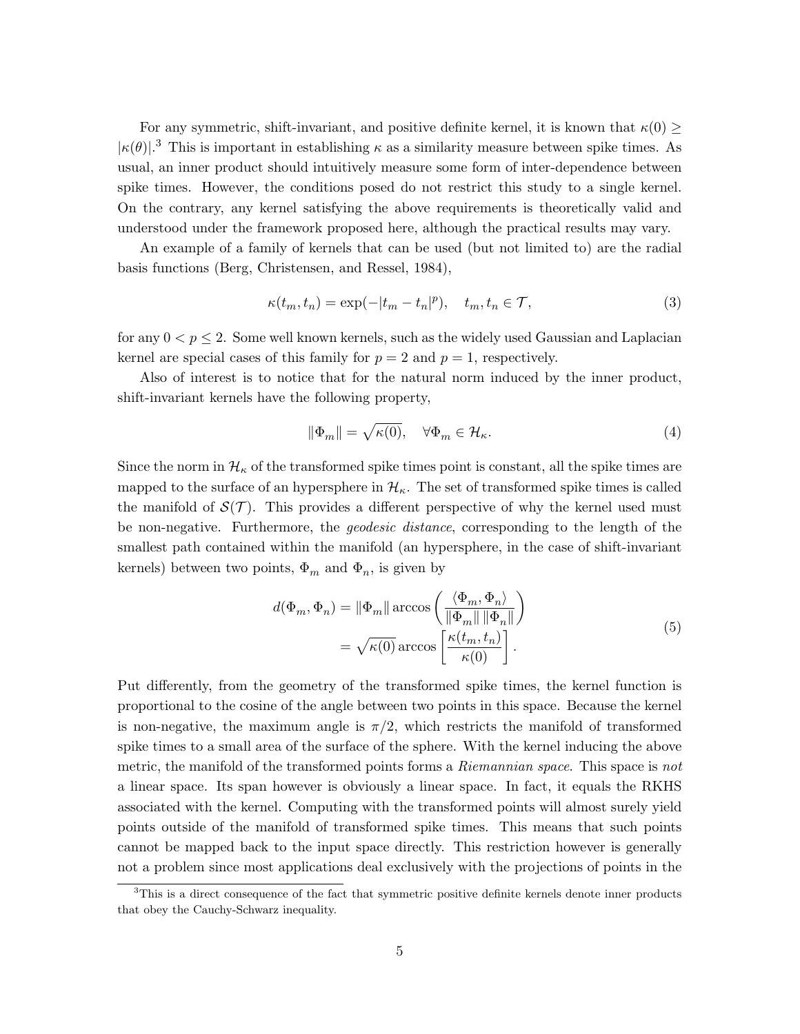For any symmetric, shift-invariant, and positive definite kernel, it is known that $\kappa(0) \geq |\kappa(\theta)|$.[3] This is important in establishing $\kappa$ as a similarity measure between spike times. As usual, an inner product should intuitively measure some form of inter-dependence between spike times. However, the conditions posed do not restrict this study to a single kernel. On the contrary, any kernel satisfying the above requirements is theoretically valid and understood under the framework proposed here, although the practical results may vary.

An example of a family of kernels that can be used (but not limited to) are the radial basis functions (Berg, Christensen, and Ressel, 1984),

$$\kappa(t_m, t_n) = \exp(-|t_m - t_n|^p), \quad t_m, t_n \in \mathcal{T}, \tag{3}$$

for any $0 < p \leq 2$. Some well known kernels, such as the widely used Gaussian and Laplacian kernel are special cases of this family for $p = 2$ and $p = 1$, respectively.

Also of interest is to notice that for the natural norm induced by the inner product, shift-invariant kernels have the following property,

$$\|\Phi_m\| = \sqrt{\kappa(0)}, \quad \forall \Phi_m \in \mathcal{H}_\kappa. \tag{4}$$

Since the norm in $\mathcal{H}_\kappa$ of the transformed spike times point is constant, all the spike times are mapped to the surface of an hypersphere in $\mathcal{H}_\kappa$. The set of transformed spike times is called the manifold of $\mathcal{S}(\mathcal{T})$. This provides a different perspective of why the kernel used must be non-negative. Furthermore, the *geodesic distance*, corresponding to the length of the smallest path contained within the manifold (an hypersphere, in the case of shift-invariant kernels) between two points, $\Phi_m$ and $\Phi_n$, is given by

$$\begin{aligned} d(\Phi_m, \Phi_n) &= \|\Phi_m\| \arccos\left( \frac{\langle \Phi_m, \Phi_n \rangle}{\|\Phi_m\| \, \|\Phi_n\|} \right) \\ &= \sqrt{\kappa(0)} \arccos\left[ \frac{\kappa(t_m, t_n)}{\kappa(0)} \right]. \end{aligned} \tag{5}$$

Put differently, from the geometry of the transformed spike times, the kernel function is proportional to the cosine of the angle between two points in this space. Because the kernel is non-negative, the maximum angle is $\pi/2$, which restricts the manifold of transformed spike times to a small area of the surface of the sphere. With the kernel inducing the above metric, the manifold of the transformed points forms a *Riemannian space*. This space is *not* a linear space. Its span however is obviously a linear space. In fact, it equals the RKHS associated with the kernel. Computing with the transformed points will almost surely yield points outside of the manifold of transformed spike times. This means that such points cannot be mapped back to the input space directly. This restriction however is generally not a problem since most applications deal exclusively with the projections of points in the

[3] This is a direct consequence of the fact that symmetric positive definite kernels denote inner products that obey the Cauchy-Schwarz inequality.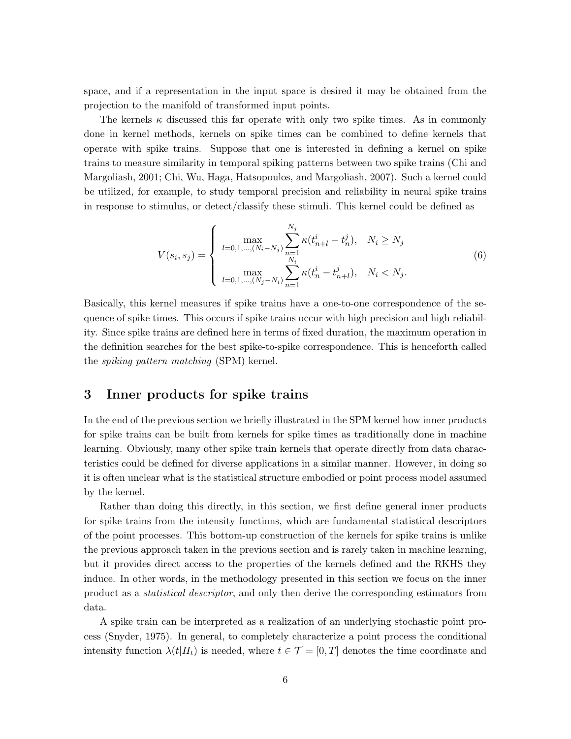space, and if a representation in the input space is desired it may be obtained from the projection to the manifold of transformed input points.

The kernels $\kappa$ discussed this far operate with only two spike times. As in commonly done in kernel methods, kernels on spike times can be combined to define kernels that operate with spike trains. Suppose that one is interested in defining a kernel on spike trains to measure similarity in temporal spiking patterns between two spike trains (Chi and Margoliash, 2001; Chi, Wu, Haga, Hatsopoulos, and Margoliash, 2007). Such a kernel could be utilized, for example, to study temporal precision and reliability in neural spike trains in response to stimulus, or detect/classify these stimuli. This kernel could be defined as

$$V(s_i, s_j) = \begin{cases} \displaystyle\max_{l=0,1,\ldots,(N_i-N_j)} \sum_{n=1}^{N_j} \kappa(t^i_{n+l} - t^j_n), & N_i \geq N_j \\ \displaystyle\max_{l=0,1,\ldots,(N_j-N_i)} \sum_{n=1}^{N_i} \kappa(t^i_n - t^j_{n+l}), & N_i < N_j. \end{cases} \tag{6}$$

Basically, this kernel measures if spike trains have a one-to-one correspondence of the sequence of spike times. This occurs if spike trains occur with high precision and high reliability. Since spike trains are defined here in terms of fixed duration, the maximum operation in the definition searches for the best spike-to-spike correspondence. This is henceforth called the *spiking pattern matching* (SPM) kernel.

## 3 Inner products for spike trains

In the end of the previous section we briefly illustrated in the SPM kernel how inner products for spike trains can be built from kernels for spike times as traditionally done in machine learning. Obviously, many other spike train kernels that operate directly from data characteristics could be defined for diverse applications in a similar manner. However, in doing so it is often unclear what is the statistical structure embodied or point process model assumed by the kernel.

Rather than doing this directly, in this section, we first define general inner products for spike trains from the intensity functions, which are fundamental statistical descriptors of the point processes. This bottom-up construction of the kernels for spike trains is unlike the previous approach taken in the previous section and is rarely taken in machine learning, but it provides direct access to the properties of the kernels defined and the RKHS they induce. In other words, in the methodology presented in this section we focus on the inner product as a *statistical descriptor*, and only then derive the corresponding estimators from data.

A spike train can be interpreted as a realization of an underlying stochastic point process (Snyder, 1975). In general, to completely characterize a point process the conditional intensity function $\lambda(t|H_t)$ is needed, where $t \in \mathcal{T} = [0, T]$ denotes the time coordinate and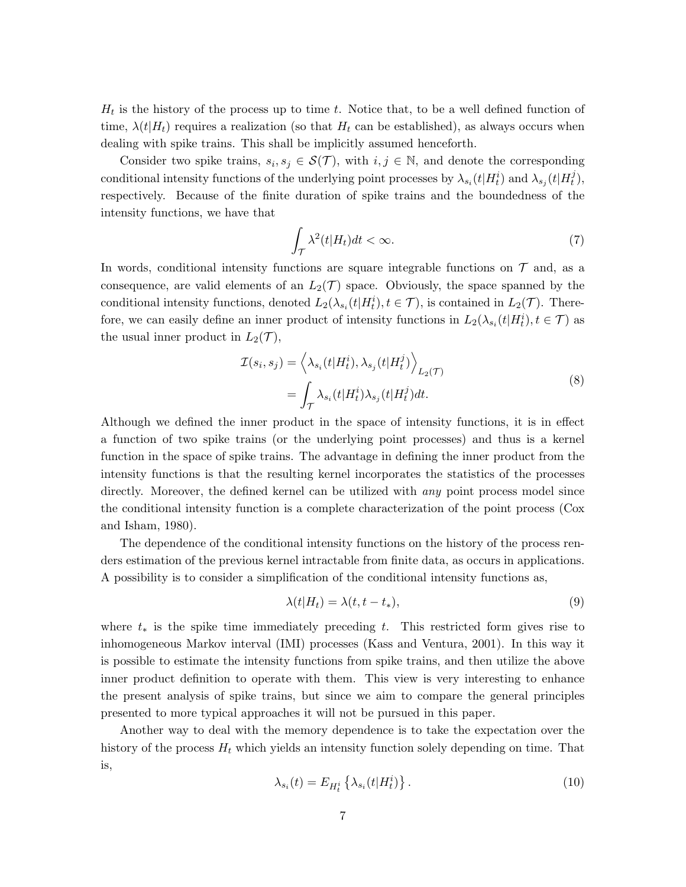$H_t$ is the history of the process up to time $t$. Notice that, to be a well defined function of time, $\lambda(t|H_t)$ requires a realization (so that $H_t$ can be established), as always occurs when dealing with spike trains. This shall be implicitly assumed henceforth.

Consider two spike trains, $s_i, s_j \in \mathcal{S}(\mathcal{T})$, with $i, j \in \mathbb{N}$, and denote the corresponding conditional intensity functions of the underlying point processes by $\lambda_{s_i}(t|H_t^i)$ and $\lambda_{s_j}(t|H_t^j)$, respectively. Because of the finite duration of spike trains and the boundedness of the intensity functions, we have that

$$\int_{\mathcal{T}} \lambda^2(t|H_t)dt < \infty. \tag{7}$$

In words, conditional intensity functions are square integrable functions on $\mathcal{T}$ and, as a consequence, are valid elements of an $L_2(\mathcal{T})$ space. Obviously, the space spanned by the conditional intensity functions, denoted $L_2(\lambda_{s_i}(t|H_t^i), t \in \mathcal{T})$, is contained in $L_2(\mathcal{T})$. Therefore, we can easily define an inner product of intensity functions in $L_2(\lambda_{s_i}(t|H_t^i), t \in \mathcal{T})$ as the usual inner product in $L_2(\mathcal{T})$,

$$\begin{aligned} \mathcal{I}(s_i, s_j) &= \left\langle \lambda_{s_i}(t|H_t^i), \lambda_{s_j}(t|H_t^j) \right\rangle_{L_2(\mathcal{T})} \\ &= \int_{\mathcal{T}} \lambda_{s_i}(t|H_t^i)\lambda_{s_j}(t|H_t^j)dt. \end{aligned} \tag{8}$$

Although we defined the inner product in the space of intensity functions, it is in effect a function of two spike trains (or the underlying point processes) and thus is a kernel function in the space of spike trains. The advantage in defining the inner product from the intensity functions is that the resulting kernel incorporates the statistics of the processes directly. Moreover, the defined kernel can be utilized with *any* point process model since the conditional intensity function is a complete characterization of the point process (Cox and Isham, 1980).

The dependence of the conditional intensity functions on the history of the process renders estimation of the previous kernel intractable from finite data, as occurs in applications. A possibility is to consider a simplification of the conditional intensity functions as,

$$\lambda(t|H_t) = \lambda(t, t - t_*), \tag{9}$$

where $t_*$ is the spike time immediately preceding $t$. This restricted form gives rise to inhomogeneous Markov interval (IMI) processes (Kass and Ventura, 2001). In this way it is possible to estimate the intensity functions from spike trains, and then utilize the above inner product definition to operate with them. This view is very interesting to enhance the present analysis of spike trains, but since we aim to compare the general principles presented to more typical approaches it will not be pursued in this paper.

Another way to deal with the memory dependence is to take the expectation over the history of the process $H_t$ which yields an intensity function solely depending on time. That is,

$$\lambda_{s_i}(t) = E_{H_t^i}\left\{\lambda_{s_i}(t|H_t^i)\right\}. \tag{10}$$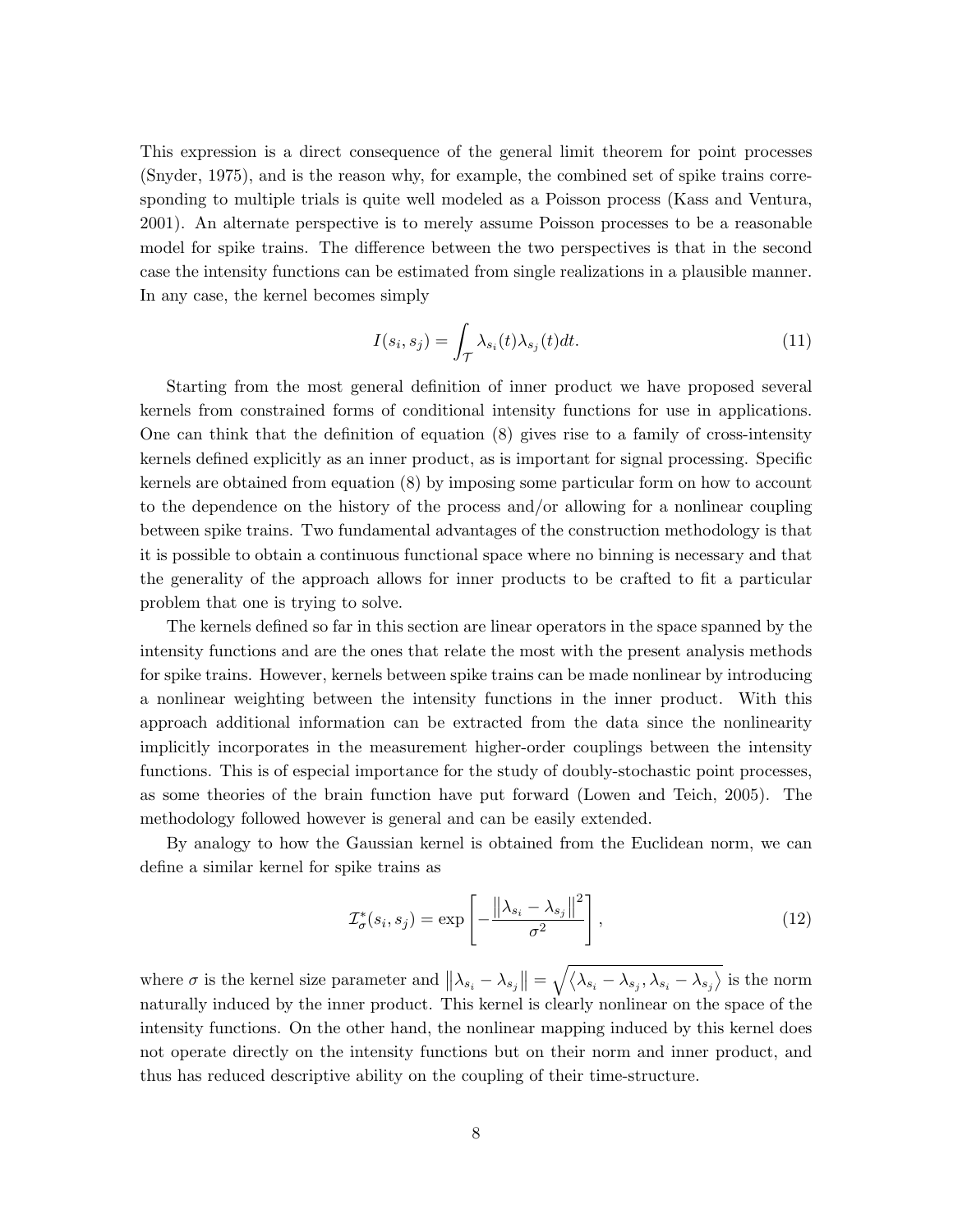This expression is a direct consequence of the general limit theorem for point processes (Snyder, 1975), and is the reason why, for example, the combined set of spike trains corresponding to multiple trials is quite well modeled as a Poisson process (Kass and Ventura, 2001). An alternate perspective is to merely assume Poisson processes to be a reasonable model for spike trains. The difference between the two perspectives is that in the second case the intensity functions can be estimated from single realizations in a plausible manner. In any case, the kernel becomes simply

$$I(s_i, s_j) = \int_{\mathcal{T}} \lambda_{s_i}(t) \lambda_{s_j}(t) dt. \tag{11}$$

Starting from the most general definition of inner product we have proposed several kernels from constrained forms of conditional intensity functions for use in applications. One can think that the definition of equation (8) gives rise to a family of cross-intensity kernels defined explicitly as an inner product, as is important for signal processing. Specific kernels are obtained from equation (8) by imposing some particular form on how to account to the dependence on the history of the process and/or allowing for a nonlinear coupling between spike trains. Two fundamental advantages of the construction methodology is that it is possible to obtain a continuous functional space where no binning is necessary and that the generality of the approach allows for inner products to be crafted to fit a particular problem that one is trying to solve.

The kernels defined so far in this section are linear operators in the space spanned by the intensity functions and are the ones that relate the most with the present analysis methods for spike trains. However, kernels between spike trains can be made nonlinear by introducing a nonlinear weighting between the intensity functions in the inner product. With this approach additional information can be extracted from the data since the nonlinearity implicitly incorporates in the measurement higher-order couplings between the intensity functions. This is of especial importance for the study of doubly-stochastic point processes, as some theories of the brain function have put forward (Lowen and Teich, 2005). The methodology followed however is general and can be easily extended.

By analogy to how the Gaussian kernel is obtained from the Euclidean norm, we can define a similar kernel for spike trains as

$$\mathcal{I}^*_\sigma(s_i, s_j) = \exp\left[ -\frac{\left\| \lambda_{s_i} - \lambda_{s_j} \right\|^2}{\sigma^2} \right], \tag{12}$$

where $\sigma$ is the kernel size parameter and $\left\| \lambda_{s_i} - \lambda_{s_j} \right\| = \sqrt{\left\langle \lambda_{s_i} - \lambda_{s_j}, \lambda_{s_i} - \lambda_{s_j} \right\rangle}$ is the norm naturally induced by the inner product. This kernel is clearly nonlinear on the space of the intensity functions. On the other hand, the nonlinear mapping induced by this kernel does not operate directly on the intensity functions but on their norm and inner product, and thus has reduced descriptive ability on the coupling of their time-structure.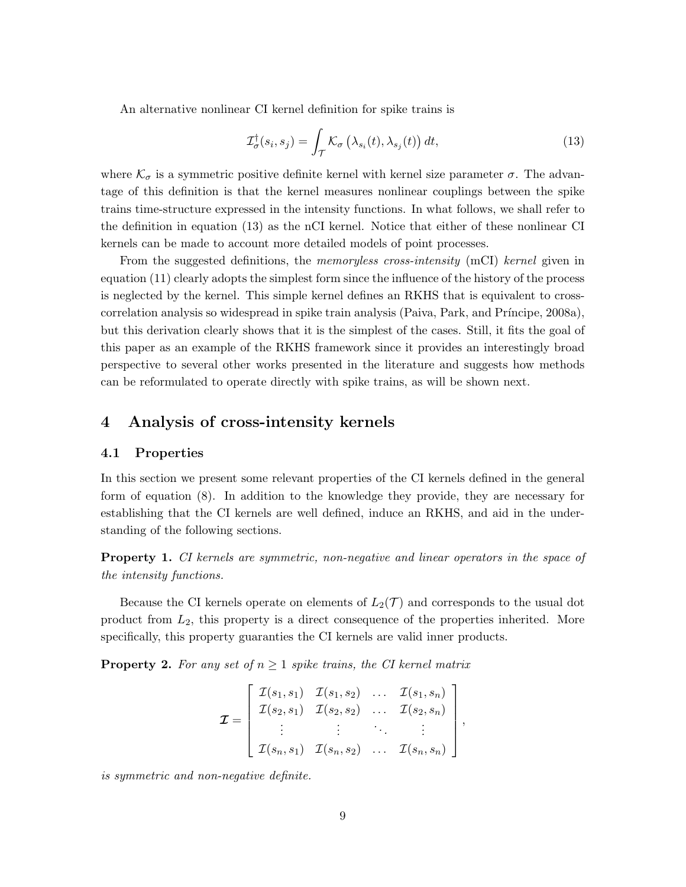An alternative nonlinear CI kernel definition for spike trains is

$$\mathcal{I}^{\dagger}_{\sigma}(s_i, s_j) = \int_{\mathcal{T}} \mathcal{K}_{\sigma}\left(\lambda_{s_i}(t), \lambda_{s_j}(t)\right) dt, \tag{13}$$

where $\mathcal{K}_{\sigma}$ is a symmetric positive definite kernel with kernel size parameter $\sigma$. The advantage of this definition is that the kernel measures nonlinear couplings between the spike trains time-structure expressed in the intensity functions. In what follows, we shall refer to the definition in equation (13) as the nCI kernel. Notice that either of these nonlinear CI kernels can be made to account more detailed models of point processes.

From the suggested definitions, the *memoryless cross-intensity* (mCI) *kernel* given in equation (11) clearly adopts the simplest form since the influence of the history of the process is neglected by the kernel. This simple kernel defines an RKHS that is equivalent to cross-correlation analysis so widespread in spike train analysis (Paiva, Park, and Príncipe, 2008a), but this derivation clearly shows that it is the simplest of the cases. Still, it fits the goal of this paper as an example of the RKHS framework since it provides an interestingly broad perspective to several other works presented in the literature and suggests how methods can be reformulated to operate directly with spike trains, as will be shown next.

## 4 Analysis of cross-intensity kernels

### 4.1 Properties

In this section we present some relevant properties of the CI kernels defined in the general form of equation (8). In addition to the knowledge they provide, they are necessary for establishing that the CI kernels are well defined, induce an RKHS, and aid in the understanding of the following sections.

**Property 1.** *CI kernels are symmetric, non-negative and linear operators in the space of the intensity functions.*

Because the CI kernels operate on elements of $L_2(\mathcal{T})$ and corresponds to the usual dot product from $L_2$, this property is a direct consequence of the properties inherited. More specifically, this property guaranties the CI kernels are valid inner products.

**Property 2.** *For any set of $n \geq 1$ spike trains, the CI kernel matrix*

$$\boldsymbol{\mathcal{I}} = \begin{bmatrix} \mathcal{I}(s_1, s_1) & \mathcal{I}(s_1, s_2) & \dots & \mathcal{I}(s_1, s_n) \\ \mathcal{I}(s_2, s_1) & \mathcal{I}(s_2, s_2) & \dots & \mathcal{I}(s_2, s_n) \\ \vdots & \vdots & \ddots & \vdots \\ \mathcal{I}(s_n, s_1) & \mathcal{I}(s_n, s_2) & \dots & \mathcal{I}(s_n, s_n) \end{bmatrix},$$

*is symmetric and non-negative definite.*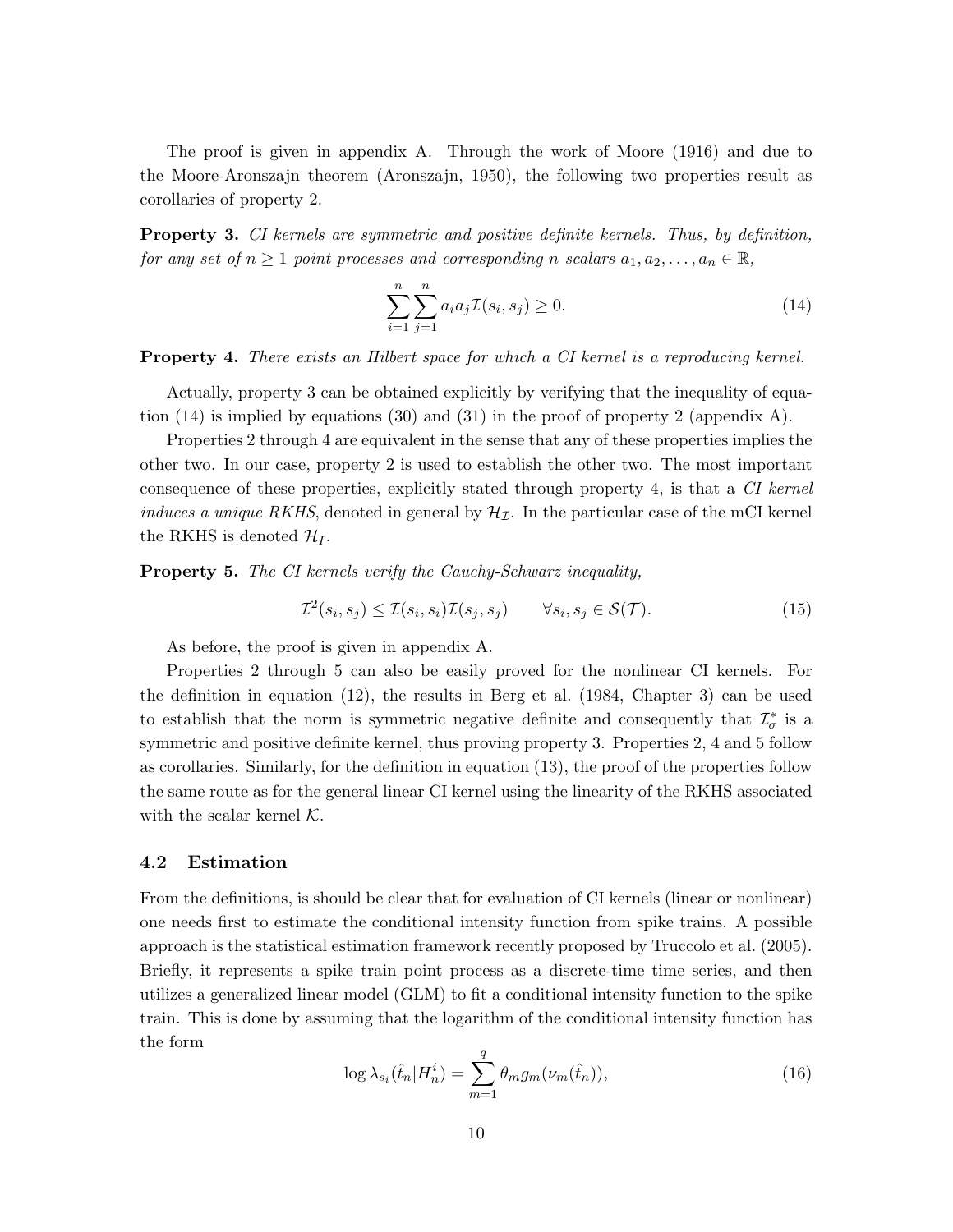The proof is given in appendix A. Through the work of Moore (1916) and due to the Moore-Aronszajn theorem (Aronszajn, 1950), the following two properties result as corollaries of property 2.

**Property 3.** *CI kernels are symmetric and positive definite kernels. Thus, by definition, for any set of $n \geq 1$ point processes and corresponding $n$ scalars $a_1, a_2, \ldots, a_n \in \mathbb{R}$,*

$$\sum_{i=1}^{n} \sum_{j=1}^{n} a_i a_j \mathcal{I}(s_i, s_j) \geq 0. \tag{14}$$

**Property 4.** *There exists an Hilbert space for which a CI kernel is a reproducing kernel.*

Actually, property 3 can be obtained explicitly by verifying that the inequality of equation (14) is implied by equations (30) and (31) in the proof of property 2 (appendix A).

Properties 2 through 4 are equivalent in the sense that any of these properties implies the other two. In our case, property 2 is used to establish the other two. The most important consequence of these properties, explicitly stated through property 4, is that a *CI kernel induces a unique RKHS*, denoted in general by $\mathcal{H}_{\mathcal{I}}$. In the particular case of the mCI kernel the RKHS is denoted $\mathcal{H}_I$.

**Property 5.** *The CI kernels verify the Cauchy-Schwarz inequality,*

$$\mathcal{I}^2(s_i, s_j) \leq \mathcal{I}(s_i, s_i)\mathcal{I}(s_j, s_j) \qquad \forall s_i, s_j \in \mathcal{S}(\mathcal{T}). \tag{15}$$

As before, the proof is given in appendix A.

Properties 2 through 5 can also be easily proved for the nonlinear CI kernels. For the definition in equation (12), the results in Berg et al. (1984, Chapter 3) can be used to establish that the norm is symmetric negative definite and consequently that $\mathcal{I}^*_\sigma$ is a symmetric and positive definite kernel, thus proving property 3. Properties 2, 4 and 5 follow as corollaries. Similarly, for the definition in equation (13), the proof of the properties follow the same route as for the general linear CI kernel using the linearity of the RKHS associated with the scalar kernel $\mathcal{K}$.

### 4.2 Estimation

From the definitions, is should be clear that for evaluation of CI kernels (linear or nonlinear) one needs first to estimate the conditional intensity function from spike trains. A possible approach is the statistical estimation framework recently proposed by Truccolo et al. (2005). Briefly, it represents a spike train point process as a discrete-time time series, and then utilizes a generalized linear model (GLM) to fit a conditional intensity function to the spike train. This is done by assuming that the logarithm of the conditional intensity function has the form

$$\log \lambda_{s_i}(\hat{t}_n | H^i_n) = \sum_{m=1}^{q} \theta_m g_m(\nu_m(\hat{t}_n)), \tag{16}$$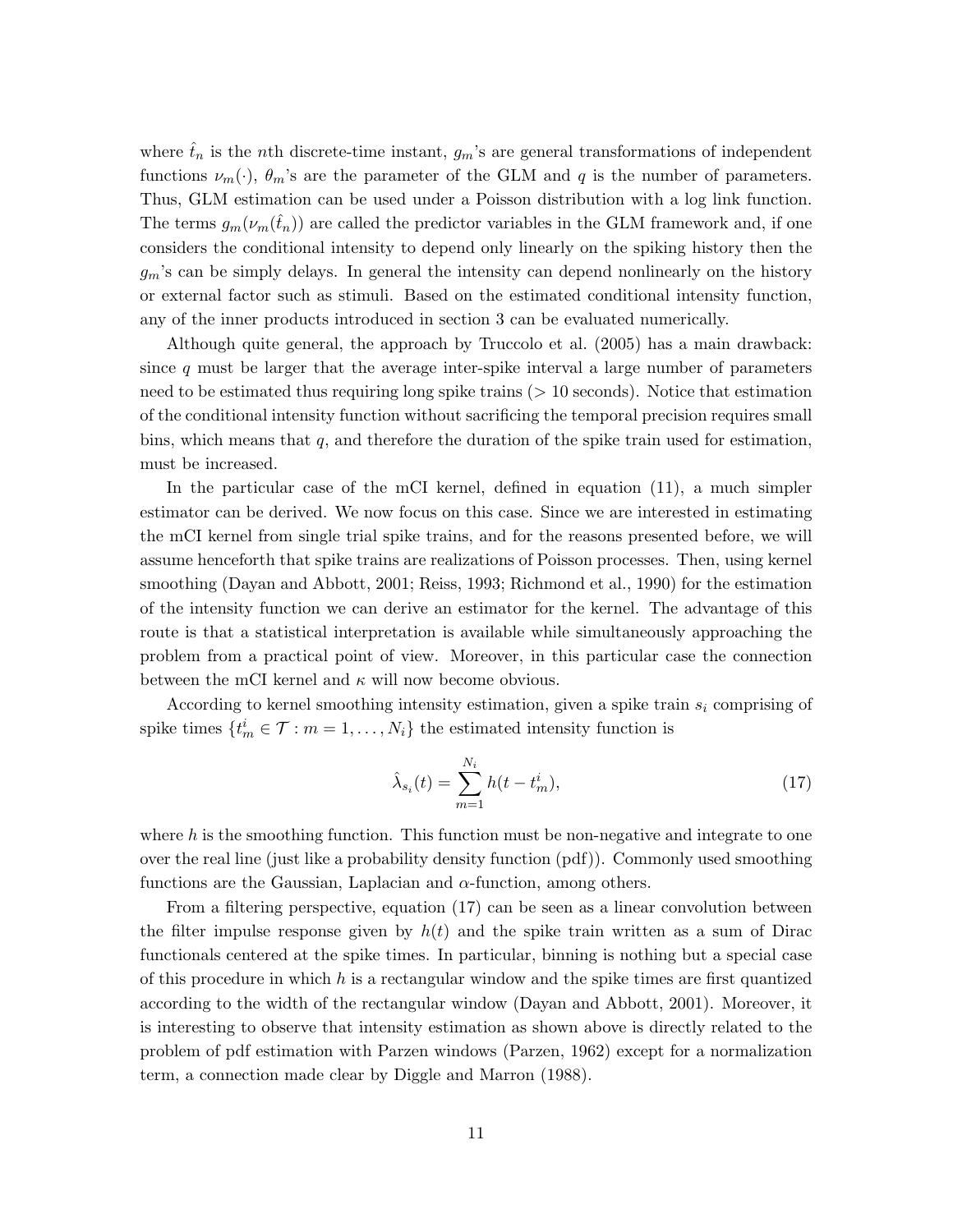where $\hat{t}_n$ is the $n$th discrete-time instant, $g_m$'s are general transformations of independent functions $\nu_m(\cdot)$, $\theta_m$'s are the parameter of the GLM and $q$ is the number of parameters. Thus, GLM estimation can be used under a Poisson distribution with a log link function. The terms $g_m(\nu_m(\hat{t}_n))$ are called the predictor variables in the GLM framework and, if one considers the conditional intensity to depend only linearly on the spiking history then the $g_m$'s can be simply delays. In general the intensity can depend nonlinearly on the history or external factor such as stimuli. Based on the estimated conditional intensity function, any of the inner products introduced in section 3 can be evaluated numerically.

Although quite general, the approach by Truccolo et al. (2005) has a main drawback: since $q$ must be larger that the average inter-spike interval a large number of parameters need to be estimated thus requiring long spike trains ($>$ 10 seconds). Notice that estimation of the conditional intensity function without sacrificing the temporal precision requires small bins, which means that $q$, and therefore the duration of the spike train used for estimation, must be increased.

In the particular case of the mCI kernel, defined in equation (11), a much simpler estimator can be derived. We now focus on this case. Since we are interested in estimating the mCI kernel from single trial spike trains, and for the reasons presented before, we will assume henceforth that spike trains are realizations of Poisson processes. Then, using kernel smoothing (Dayan and Abbott, 2001; Reiss, 1993; Richmond et al., 1990) for the estimation of the intensity function we can derive an estimator for the kernel. The advantage of this route is that a statistical interpretation is available while simultaneously approaching the problem from a practical point of view. Moreover, in this particular case the connection between the mCI kernel and $\kappa$ will now become obvious.

According to kernel smoothing intensity estimation, given a spike train $s_i$ comprising of spike times $\{t_m^i \in \mathcal{T} : m = 1, \ldots, N_i\}$ the estimated intensity function is

$$\hat{\lambda}_{s_i}(t) = \sum_{m=1}^{N_i} h(t - t_m^i), \tag{17}$$

where $h$ is the smoothing function. This function must be non-negative and integrate to one over the real line (just like a probability density function (pdf)). Commonly used smoothing functions are the Gaussian, Laplacian and $\alpha$-function, among others.

From a filtering perspective, equation (17) can be seen as a linear convolution between the filter impulse response given by $h(t)$ and the spike train written as a sum of Dirac functionals centered at the spike times. In particular, binning is nothing but a special case of this procedure in which $h$ is a rectangular window and the spike times are first quantized according to the width of the rectangular window (Dayan and Abbott, 2001). Moreover, it is interesting to observe that intensity estimation as shown above is directly related to the problem of pdf estimation with Parzen windows (Parzen, 1962) except for a normalization term, a connection made clear by Diggle and Marron (1988).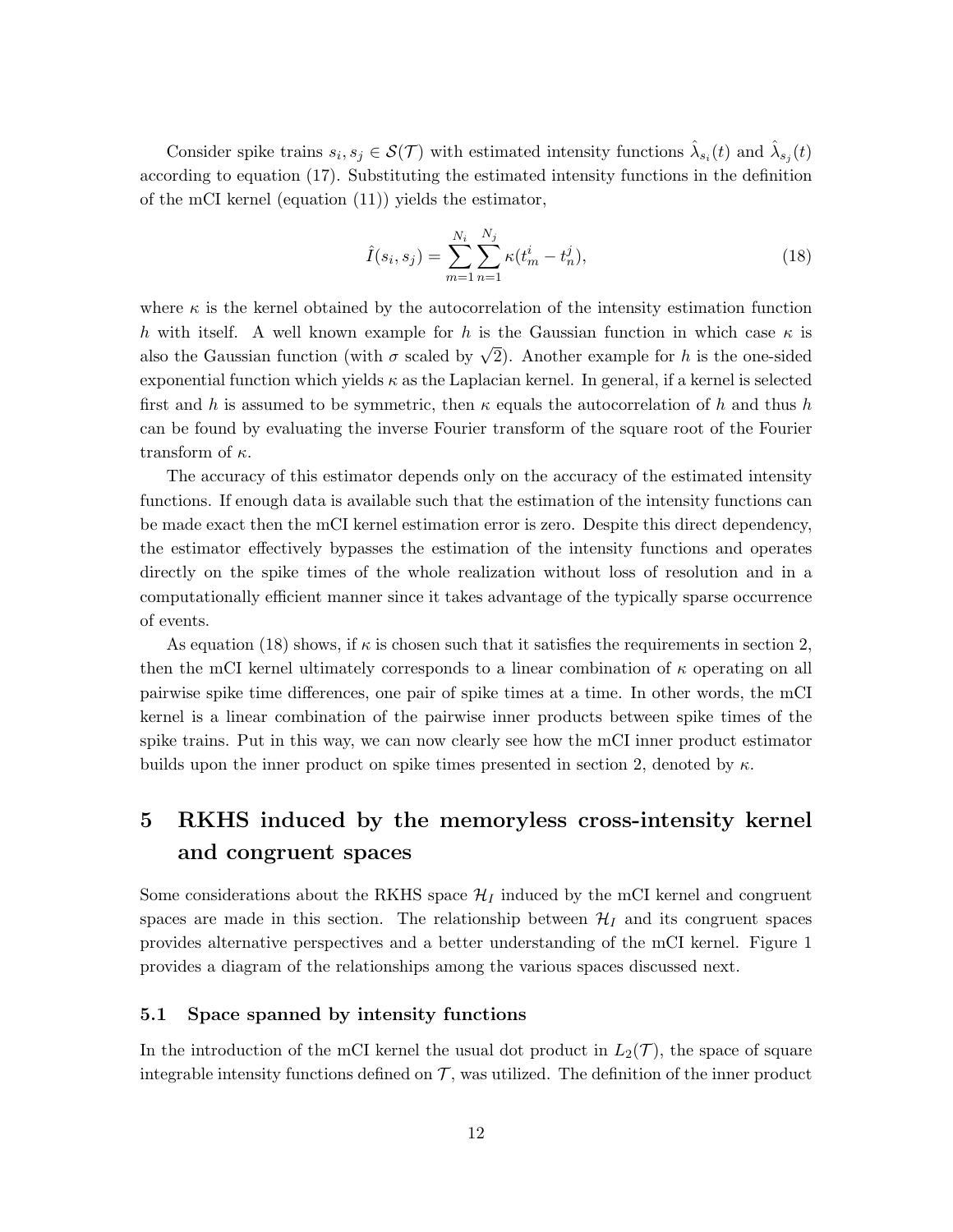Consider spike trains $s_i, s_j \in \mathcal{S}(\mathcal{T})$ with estimated intensity functions $\hat{\lambda}_{s_i}(t)$ and $\hat{\lambda}_{s_j}(t)$ according to equation (17). Substituting the estimated intensity functions in the definition of the mCI kernel (equation (11)) yields the estimator,

$$\hat{I}(s_i, s_j) = \sum_{m=1}^{N_i} \sum_{n=1}^{N_j} \kappa(t_m^i - t_n^j), \tag{18}$$

where $\kappa$ is the kernel obtained by the autocorrelation of the intensity estimation function $h$ with itself. A well known example for $h$ is the Gaussian function in which case $\kappa$ is also the Gaussian function (with $\sigma$ scaled by $\sqrt{2}$). Another example for $h$ is the one-sided exponential function which yields $\kappa$ as the Laplacian kernel. In general, if a kernel is selected first and $h$ is assumed to be symmetric, then $\kappa$ equals the autocorrelation of $h$ and thus $h$ can be found by evaluating the inverse Fourier transform of the square root of the Fourier transform of $\kappa$.

The accuracy of this estimator depends only on the accuracy of the estimated intensity functions. If enough data is available such that the estimation of the intensity functions can be made exact then the mCI kernel estimation error is zero. Despite this direct dependency, the estimator effectively bypasses the estimation of the intensity functions and operates directly on the spike times of the whole realization without loss of resolution and in a computationally efficient manner since it takes advantage of the typically sparse occurrence of events.

As equation (18) shows, if $\kappa$ is chosen such that it satisfies the requirements in section 2, then the mCI kernel ultimately corresponds to a linear combination of $\kappa$ operating on all pairwise spike time differences, one pair of spike times at a time. In other words, the mCI kernel is a linear combination of the pairwise inner products between spike times of the spike trains. Put in this way, we can now clearly see how the mCI inner product estimator builds upon the inner product on spike times presented in section 2, denoted by $\kappa$.

# 5 RKHS induced by the memoryless cross-intensity kernel and congruent spaces

Some considerations about the RKHS space $\mathcal{H}_I$ induced by the mCI kernel and congruent spaces are made in this section. The relationship between $\mathcal{H}_I$ and its congruent spaces provides alternative perspectives and a better understanding of the mCI kernel. Figure 1 provides a diagram of the relationships among the various spaces discussed next.

## 5.1 Space spanned by intensity functions

In the introduction of the mCI kernel the usual dot product in $L_2(\mathcal{T})$, the space of square integrable intensity functions defined on $\mathcal{T}$, was utilized. The definition of the inner product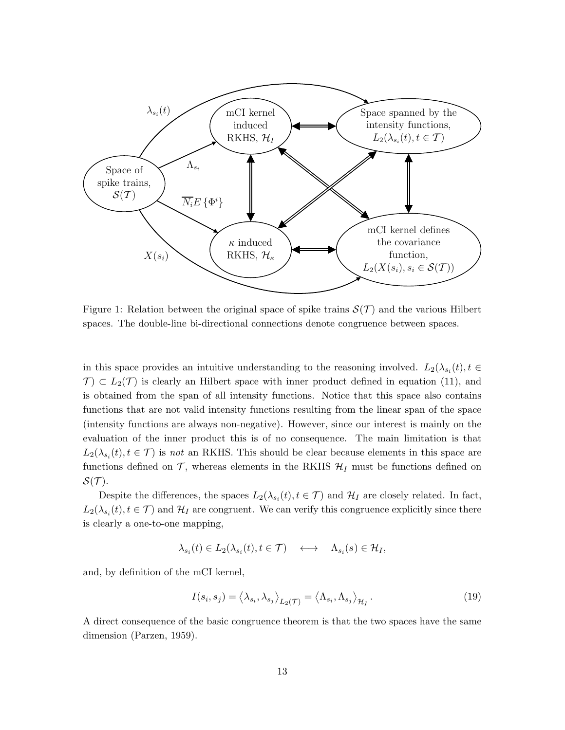Figure 1: Relation between the original space of spike trains $\mathcal{S}(\mathcal{T})$ and the various Hilbert spaces. The double-line bi-directional connections denote congruence between spaces.

in this space provides an intuitive understanding to the reasoning involved. $L_2(\lambda_{s_i}(t), t \in \mathcal{T}) \subset L_2(\mathcal{T})$ is clearly an Hilbert space with inner product defined in equation (11), and is obtained from the span of all intensity functions. Notice that this space also contains functions that are not valid intensity functions resulting from the linear span of the space (intensity functions are always non-negative). However, since our interest is mainly on the evaluation of the inner product this is of no consequence. The main limitation is that $L_2(\lambda_{s_i}(t), t \in \mathcal{T})$ is *not* an RKHS. This should be clear because elements in this space are functions defined on $\mathcal{T}$, whereas elements in the RKHS $\mathcal{H}_I$ must be functions defined on $\mathcal{S}(\mathcal{T})$.

Despite the differences, the spaces $L_2(\lambda_{s_i}(t), t \in \mathcal{T})$ and $\mathcal{H}_I$ are closely related. In fact, $L_2(\lambda_{s_i}(t), t \in \mathcal{T})$ and $\mathcal{H}_I$ are congruent. We can verify this congruence explicitly since there is clearly a one-to-one mapping,

$$\lambda_{s_i}(t) \in L_2(\lambda_{s_i}(t), t \in \mathcal{T}) \quad \longleftrightarrow \quad \Lambda_{s_i}(s) \in \mathcal{H}_I,$$

and, by definition of the mCI kernel,

$$I(s_i, s_j) = \left\langle \lambda_{s_i}, \lambda_{s_j} \right\rangle_{L_2(\mathcal{T})} = \left\langle \Lambda_{s_i}, \Lambda_{s_j} \right\rangle_{\mathcal{H}_I}. \tag{19}$$

A direct consequence of the basic congruence theorem is that the two spaces have the same dimension (Parzen, 1959).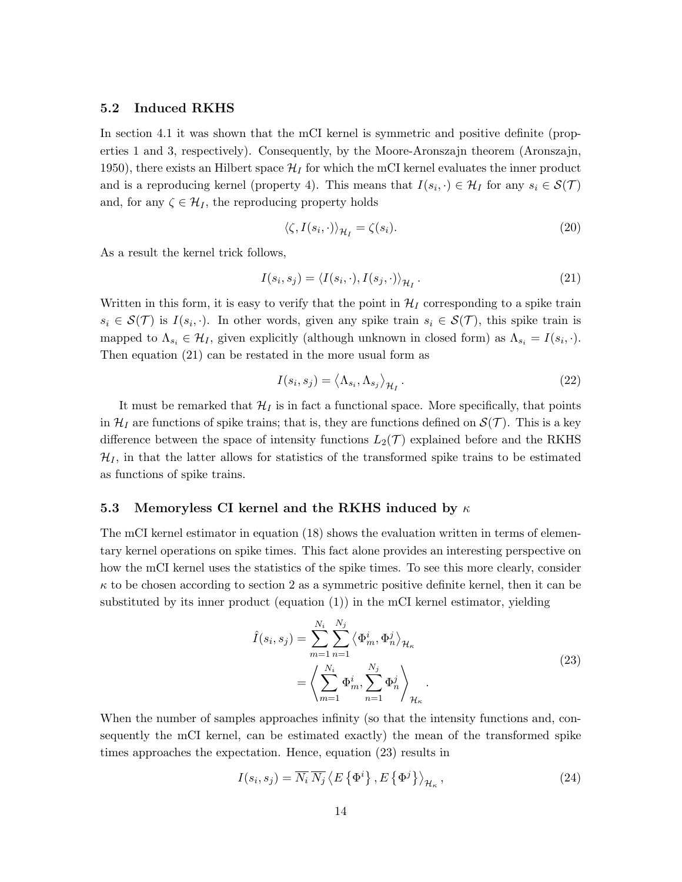### 5.2 Induced RKHS

In section 4.1 it was shown that the mCI kernel is symmetric and positive definite (properties 1 and 3, respectively). Consequently, by the Moore-Aronszajn theorem (Aronszajn, 1950), there exists an Hilbert space $\mathcal{H}_I$ for which the mCI kernel evaluates the inner product and is a reproducing kernel (property 4). This means that $I(s_i, \cdot) \in \mathcal{H}_I$ for any $s_i \in \mathcal{S}(\mathcal{T})$ and, for any $\zeta \in \mathcal{H}_I$, the reproducing property holds

$$\langle \zeta, I(s_i, \cdot) \rangle_{\mathcal{H}_I} = \zeta(s_i). \tag{20}$$

As a result the kernel trick follows,

$$I(s_i, s_j) = \langle I(s_i, \cdot), I(s_j, \cdot) \rangle_{\mathcal{H}_I}. \tag{21}$$

Written in this form, it is easy to verify that the point in $\mathcal{H}_I$ corresponding to a spike train $s_i \in \mathcal{S}(\mathcal{T})$ is $I(s_i, \cdot)$. In other words, given any spike train $s_i \in \mathcal{S}(\mathcal{T})$, this spike train is mapped to $\Lambda_{s_i} \in \mathcal{H}_I$, given explicitly (although unknown in closed form) as $\Lambda_{s_i} = I(s_i, \cdot)$. Then equation (21) can be restated in the more usual form as

$$I(s_i, s_j) = \left\langle \Lambda_{s_i}, \Lambda_{s_j} \right\rangle_{\mathcal{H}_I}. \tag{22}$$

It must be remarked that $\mathcal{H}_I$ is in fact a functional space. More specifically, that points in $\mathcal{H}_I$ are functions of spike trains; that is, they are functions defined on $\mathcal{S}(\mathcal{T})$. This is a key difference between the space of intensity functions $L_2(\mathcal{T})$ explained before and the RKHS $\mathcal{H}_I$, in that the latter allows for statistics of the transformed spike trains to be estimated as functions of spike trains.

### 5.3 Memoryless CI kernel and the RKHS induced by $\kappa$

The mCI kernel estimator in equation (18) shows the evaluation written in terms of elementary kernel operations on spike times. This fact alone provides an interesting perspective on how the mCI kernel uses the statistics of the spike times. To see this more clearly, consider $\kappa$ to be chosen according to section 2 as a symmetric positive definite kernel, then it can be substituted by its inner product (equation (1)) in the mCI kernel estimator, yielding

$$\begin{aligned} \hat{I}(s_i, s_j) &= \sum_{m=1}^{N_i} \sum_{n=1}^{N_j} \left\langle \Phi_m^i, \Phi_n^j \right\rangle_{\mathcal{H}_\kappa} \\ &= \left\langle \sum_{m=1}^{N_i} \Phi_m^i, \sum_{n=1}^{N_j} \Phi_n^j \right\rangle_{\mathcal{H}_\kappa}. \end{aligned} \tag{23}$$

When the number of samples approaches infinity (so that the intensity functions and, consequently the mCI kernel, can be estimated exactly) the mean of the transformed spike times approaches the expectation. Hence, equation (23) results in

$$I(s_i, s_j) = \overline{N_i}\, \overline{N_j} \left\langle E\left\{\Phi^i\right\}, E\left\{\Phi^j\right\} \right\rangle_{\mathcal{H}_\kappa}, \tag{24}$$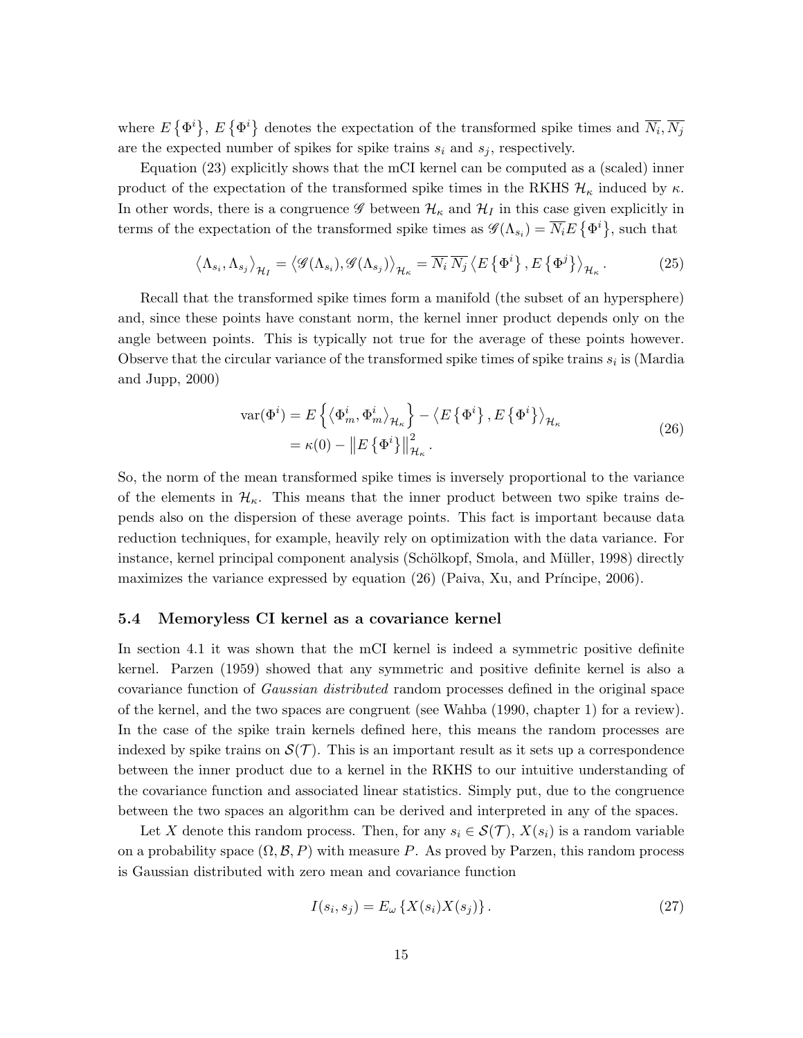where $E\{\Phi^i\}$, $E\{\Phi^i\}$ denotes the expectation of the transformed spike times and $\overline{N_i}, \overline{N_j}$ are the expected number of spikes for spike trains $s_i$ and $s_j$, respectively.

Equation (23) explicitly shows that the mCI kernel can be computed as a (scaled) inner product of the expectation of the transformed spike times in the RKHS $\mathcal{H}_\kappa$ induced by $\kappa$. In other words, there is a congruence $\mathscr{G}$ between $\mathcal{H}_\kappa$ and $\mathcal{H}_I$ in this case given explicitly in terms of the expectation of the transformed spike times as $\mathscr{G}(\Lambda_{s_i}) = \overline{N_i} E\{\Phi^i\}$, such that

$$\left\langle \Lambda_{s_i}, \Lambda_{s_j} \right\rangle_{\mathcal{H}_I} = \left\langle \mathscr{G}(\Lambda_{s_i}), \mathscr{G}(\Lambda_{s_j}) \right\rangle_{\mathcal{H}_\kappa} = \overline{N_i}\, \overline{N_j} \left\langle E\{\Phi^i\}, E\{\Phi^j\} \right\rangle_{\mathcal{H}_\kappa}. \tag{25}$$

Recall that the transformed spike times form a manifold (the subset of an hypersphere) and, since these points have constant norm, the kernel inner product depends only on the angle between points. This is typically not true for the average of these points however. Observe that the circular variance of the transformed spike times of spike trains $s_i$ is (Mardia and Jupp, 2000)

$$\begin{aligned} \operatorname{var}(\Phi^i) &= E\left\{ \left\langle \Phi^i_m, \Phi^i_m \right\rangle_{\mathcal{H}_\kappa} \right\} - \left\langle E\{\Phi^i\}, E\{\Phi^i\} \right\rangle_{\mathcal{H}_\kappa} \\ &= \kappa(0) - \left\| E\{\Phi^i\} \right\|^2_{\mathcal{H}_\kappa}. \end{aligned} \tag{26}$$

So, the norm of the mean transformed spike times is inversely proportional to the variance of the elements in $\mathcal{H}_\kappa$. This means that the inner product between two spike trains depends also on the dispersion of these average points. This fact is important because data reduction techniques, for example, heavily rely on optimization with the data variance. For instance, kernel principal component analysis (Schölkopf, Smola, and Müller, 1998) directly maximizes the variance expressed by equation (26) (Paiva, Xu, and Príncipe, 2006).

### 5.4 Memoryless CI kernel as a covariance kernel

In section 4.1 it was shown that the mCI kernel is indeed a symmetric positive definite kernel. Parzen (1959) showed that any symmetric and positive definite kernel is also a covariance function of *Gaussian distributed* random processes defined in the original space of the kernel, and the two spaces are congruent (see Wahba (1990, chapter 1) for a review). In the case of the spike train kernels defined here, this means the random processes are indexed by spike trains on $\mathcal{S}(\mathcal{T})$. This is an important result as it sets up a correspondence between the inner product due to a kernel in the RKHS to our intuitive understanding of the covariance function and associated linear statistics. Simply put, due to the congruence between the two spaces an algorithm can be derived and interpreted in any of the spaces.

Let $X$ denote this random process. Then, for any $s_i \in \mathcal{S}(\mathcal{T})$, $X(s_i)$ is a random variable on a probability space $(\Omega, \mathcal{B}, P)$ with measure $P$. As proved by Parzen, this random process is Gaussian distributed with zero mean and covariance function

$$I(s_i, s_j) = E_\omega\{X(s_i)X(s_j)\}. \tag{27}$$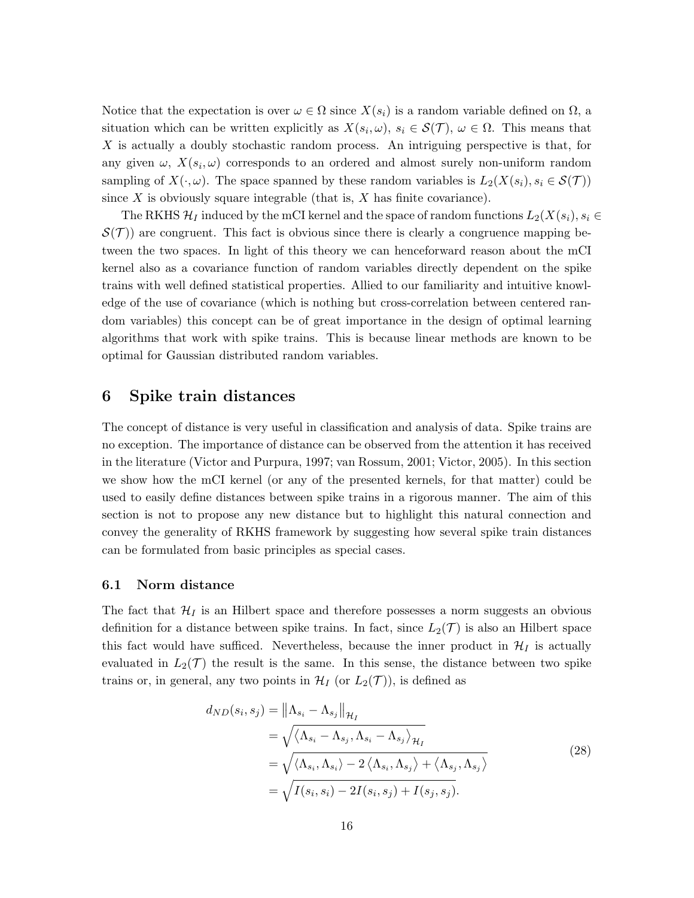Notice that the expectation is over $\omega \in \Omega$ since $X(s_i)$ is a random variable defined on $\Omega$, a situation which can be written explicitly as $X(s_i, \omega)$, $s_i \in \mathcal{S}(\mathcal{T})$, $\omega \in \Omega$. This means that $X$ is actually a doubly stochastic random process. An intriguing perspective is that, for any given $\omega$, $X(s_i, \omega)$ corresponds to an ordered and almost surely non-uniform random sampling of $X(\cdot, \omega)$. The space spanned by these random variables is $L_2(X(s_i), s_i \in \mathcal{S}(\mathcal{T}))$ since $X$ is obviously square integrable (that is, $X$ has finite covariance).

The RKHS $\mathcal{H}_I$ induced by the mCI kernel and the space of random functions $L_2(X(s_i), s_i \in \mathcal{S}(\mathcal{T}))$ are congruent. This fact is obvious since there is clearly a congruence mapping between the two spaces. In light of this theory we can henceforward reason about the mCI kernel also as a covariance function of random variables directly dependent on the spike trains with well defined statistical properties. Allied to our familiarity and intuitive knowledge of the use of covariance (which is nothing but cross-correlation between centered random variables) this concept can be of great importance in the design of optimal learning algorithms that work with spike trains. This is because linear methods are known to be optimal for Gaussian distributed random variables.

## 6 Spike train distances

The concept of distance is very useful in classification and analysis of data. Spike trains are no exception. The importance of distance can be observed from the attention it has received in the literature (Victor and Purpura, 1997; van Rossum, 2001; Victor, 2005). In this section we show how the mCI kernel (or any of the presented kernels, for that matter) could be used to easily define distances between spike trains in a rigorous manner. The aim of this section is not to propose any new distance but to highlight this natural connection and convey the generality of RKHS framework by suggesting how several spike train distances can be formulated from basic principles as special cases.

### 6.1 Norm distance

The fact that $\mathcal{H}_I$ is an Hilbert space and therefore possesses a norm suggests an obvious definition for a distance between spike trains. In fact, since $L_2(\mathcal{T})$ is also an Hilbert space this fact would have sufficed. Nevertheless, because the inner product in $\mathcal{H}_I$ is actually evaluated in $L_2(\mathcal{T})$ the result is the same. In this sense, the distance between two spike trains or, in general, any two points in $\mathcal{H}_I$ (or $L_2(\mathcal{T})$), is defined as

$$
\begin{aligned}
d_{ND}(s_i, s_j) &= \left\| \Lambda_{s_i} - \Lambda_{s_j} \right\|_{\mathcal{H}_I} \\
&= \sqrt{\left\langle \Lambda_{s_i} - \Lambda_{s_j}, \Lambda_{s_i} - \Lambda_{s_j} \right\rangle_{\mathcal{H}_I}} \\
&= \sqrt{\left\langle \Lambda_{s_i}, \Lambda_{s_i} \right\rangle - 2\left\langle \Lambda_{s_i}, \Lambda_{s_j} \right\rangle + \left\langle \Lambda_{s_j}, \Lambda_{s_j} \right\rangle} \\
&= \sqrt{I(s_i, s_i) - 2I(s_i, s_j) + I(s_j, s_j)}.
\end{aligned}
\tag{28}
$$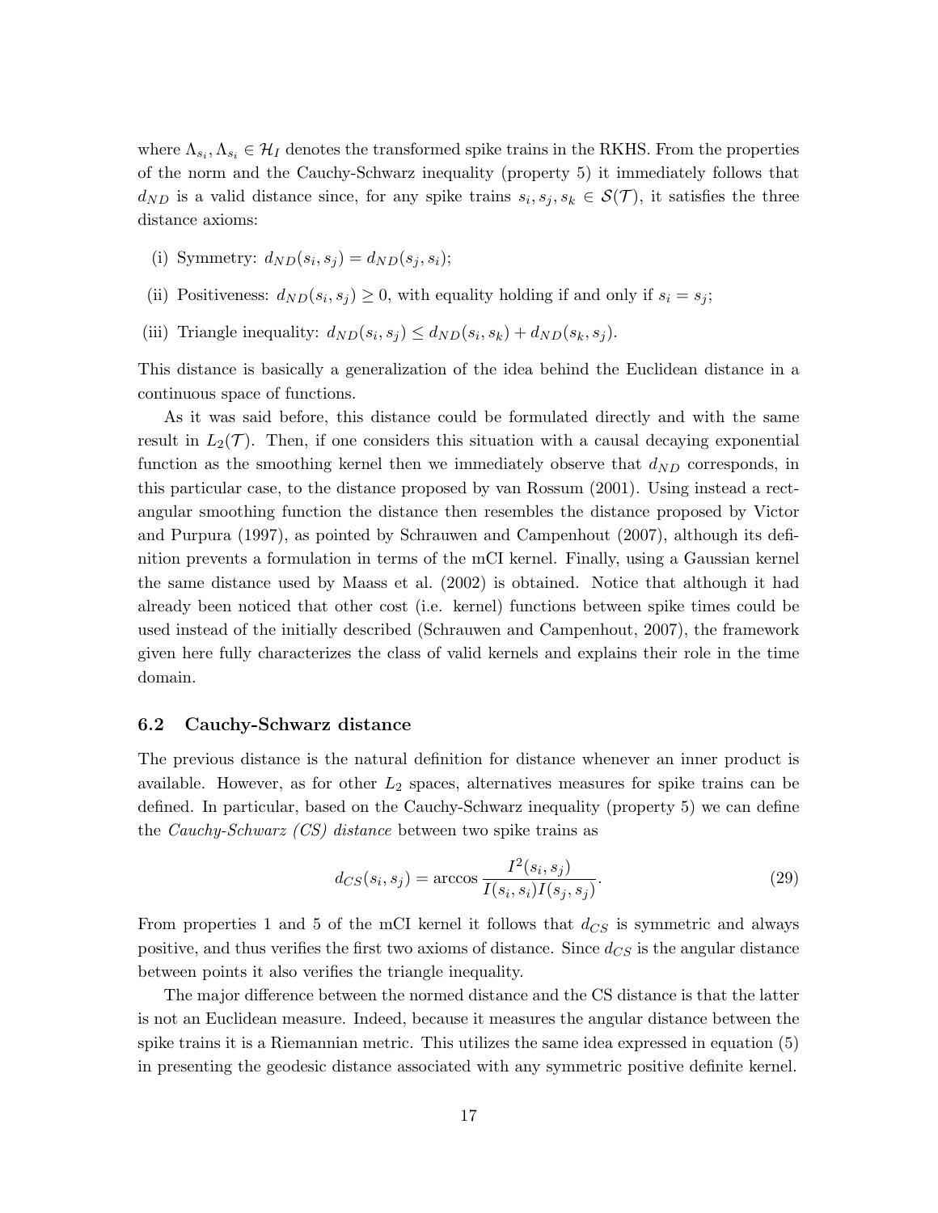where $\Lambda_{s_i}, \Lambda_{s_i} \in \mathcal{H}_I$ denotes the transformed spike trains in the RKHS. From the properties of the norm and the Cauchy-Schwarz inequality (property 5) it immediately follows that $d_{ND}$ is a valid distance since, for any spike trains $s_i, s_j, s_k \in \mathcal{S}(\mathcal{T})$, it satisfies the three distance axioms:

(i) Symmetry: $d_{ND}(s_i, s_j) = d_{ND}(s_j, s_i)$;

(ii) Positiveness: $d_{ND}(s_i, s_j) \geq 0$, with equality holding if and only if $s_i = s_j$;

(iii) Triangle inequality: $d_{ND}(s_i, s_j) \leq d_{ND}(s_i, s_k) + d_{ND}(s_k, s_j)$.

This distance is basically a generalization of the idea behind the Euclidean distance in a continuous space of functions.

As it was said before, this distance could be formulated directly and with the same result in $L_2(\mathcal{T})$. Then, if one considers this situation with a causal decaying exponential function as the smoothing kernel then we immediately observe that $d_{ND}$ corresponds, in this particular case, to the distance proposed by van Rossum (2001). Using instead a rectangular smoothing function the distance then resembles the distance proposed by Victor and Purpura (1997), as pointed by Schrauwen and Campenhout (2007), although its definition prevents a formulation in terms of the mCI kernel. Finally, using a Gaussian kernel the same distance used by Maass et al. (2002) is obtained. Notice that although it had already been noticed that other cost (i.e. kernel) functions between spike times could be used instead of the initially described (Schrauwen and Campenhout, 2007), the framework given here fully characterizes the class of valid kernels and explains their role in the time domain.

### 6.2 Cauchy-Schwarz distance

The previous distance is the natural definition for distance whenever an inner product is available. However, as for other $L_2$ spaces, alternatives measures for spike trains can be defined. In particular, based on the Cauchy-Schwarz inequality (property 5) we can define the *Cauchy-Schwarz (CS) distance* between two spike trains as

$$d_{CS}(s_i, s_j) = \arccos \frac{I^2(s_i, s_j)}{I(s_i, s_i) I(s_j, s_j)}. \tag{29}$$

From properties 1 and 5 of the mCI kernel it follows that $d_{CS}$ is symmetric and always positive, and thus verifies the first two axioms of distance. Since $d_{CS}$ is the angular distance between points it also verifies the triangle inequality.

The major difference between the normed distance and the CS distance is that the latter is not an Euclidean measure. Indeed, because it measures the angular distance between the spike trains it is a Riemannian metric. This utilizes the same idea expressed in equation (5) in presenting the geodesic distance associated with any symmetric positive definite kernel.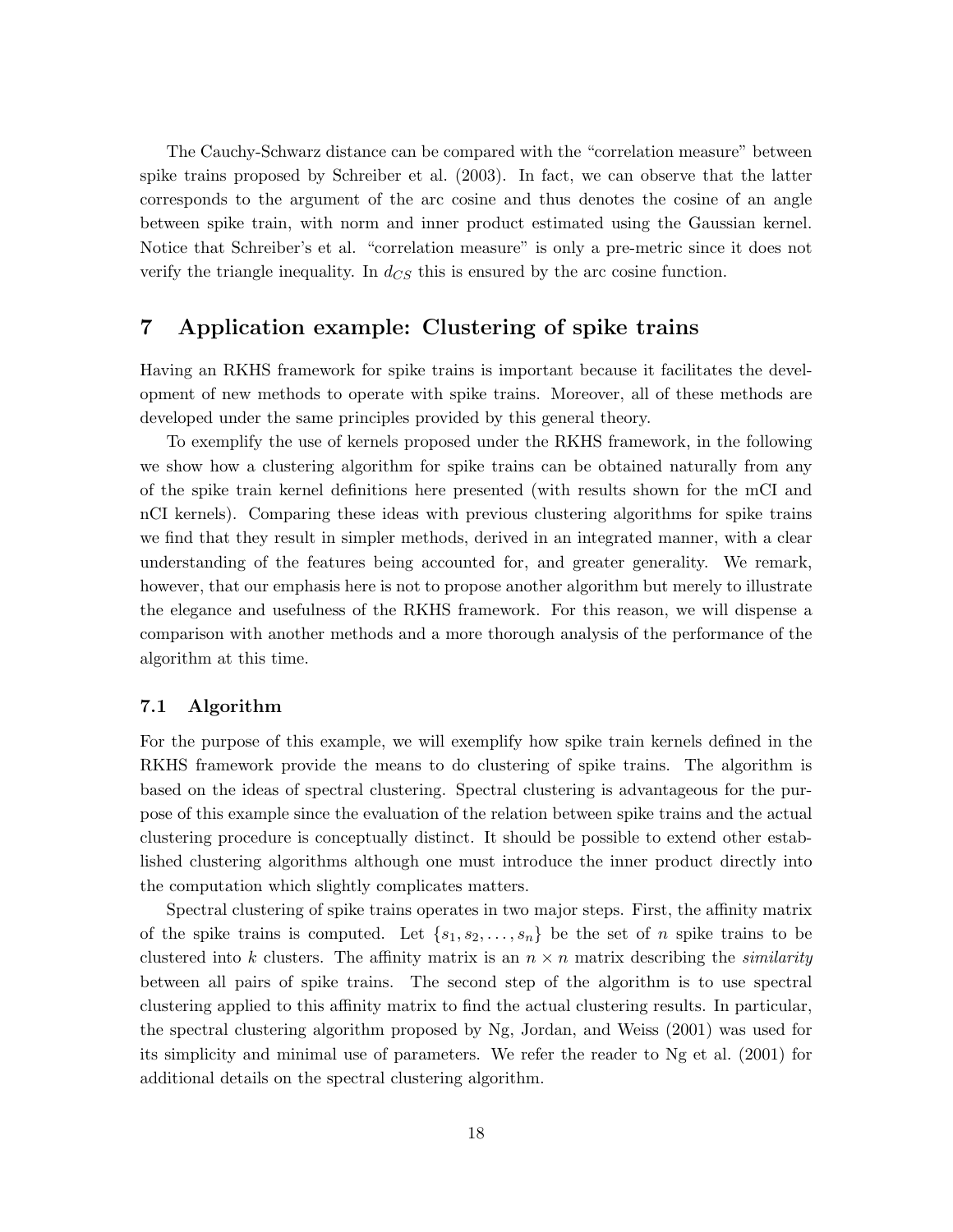The Cauchy-Schwarz distance can be compared with the "correlation measure" between spike trains proposed by Schreiber et al. (2003). In fact, we can observe that the latter corresponds to the argument of the arc cosine and thus denotes the cosine of an angle between spike train, with norm and inner product estimated using the Gaussian kernel. Notice that Schreiber's et al. "correlation measure" is only a pre-metric since it does not verify the triangle inequality. In $d_{CS}$ this is ensured by the arc cosine function.

## 7 Application example: Clustering of spike trains

Having an RKHS framework for spike trains is important because it facilitates the development of new methods to operate with spike trains. Moreover, all of these methods are developed under the same principles provided by this general theory.

To exemplify the use of kernels proposed under the RKHS framework, in the following we show how a clustering algorithm for spike trains can be obtained naturally from any of the spike train kernel definitions here presented (with results shown for the mCI and nCI kernels). Comparing these ideas with previous clustering algorithms for spike trains we find that they result in simpler methods, derived in an integrated manner, with a clear understanding of the features being accounted for, and greater generality. We remark, however, that our emphasis here is not to propose another algorithm but merely to illustrate the elegance and usefulness of the RKHS framework. For this reason, we will dispense a comparison with another methods and a more thorough analysis of the performance of the algorithm at this time.

### 7.1 Algorithm

For the purpose of this example, we will exemplify how spike train kernels defined in the RKHS framework provide the means to do clustering of spike trains. The algorithm is based on the ideas of spectral clustering. Spectral clustering is advantageous for the purpose of this example since the evaluation of the relation between spike trains and the actual clustering procedure is conceptually distinct. It should be possible to extend other established clustering algorithms although one must introduce the inner product directly into the computation which slightly complicates matters.

Spectral clustering of spike trains operates in two major steps. First, the affinity matrix of the spike trains is computed. Let $\{s_1, s_2, \ldots, s_n\}$ be the set of $n$ spike trains to be clustered into $k$ clusters. The affinity matrix is an $n \times n$ matrix describing the *similarity* between all pairs of spike trains. The second step of the algorithm is to use spectral clustering applied to this affinity matrix to find the actual clustering results. In particular, the spectral clustering algorithm proposed by Ng, Jordan, and Weiss (2001) was used for its simplicity and minimal use of parameters. We refer the reader to Ng et al. (2001) for additional details on the spectral clustering algorithm.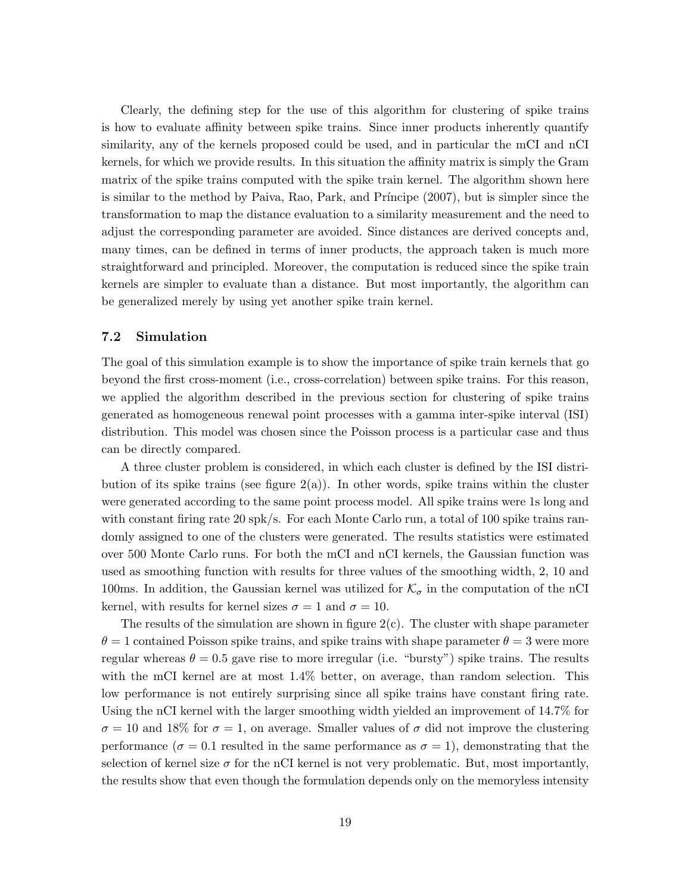Clearly, the defining step for the use of this algorithm for clustering of spike trains is how to evaluate affinity between spike trains. Since inner products inherently quantify similarity, any of the kernels proposed could be used, and in particular the mCI and nCI kernels, for which we provide results. In this situation the affinity matrix is simply the Gram matrix of the spike trains computed with the spike train kernel. The algorithm shown here is similar to the method by Paiva, Rao, Park, and Príncipe (2007), but is simpler since the transformation to map the distance evaluation to a similarity measurement and the need to adjust the corresponding parameter are avoided. Since distances are derived concepts and, many times, can be defined in terms of inner products, the approach taken is much more straightforward and principled. Moreover, the computation is reduced since the spike train kernels are simpler to evaluate than a distance. But most importantly, the algorithm can be generalized merely by using yet another spike train kernel.

### 7.2 Simulation

The goal of this simulation example is to show the importance of spike train kernels that go beyond the first cross-moment (i.e., cross-correlation) between spike trains. For this reason, we applied the algorithm described in the previous section for clustering of spike trains generated as homogeneous renewal point processes with a gamma inter-spike interval (ISI) distribution. This model was chosen since the Poisson process is a particular case and thus can be directly compared.

A three cluster problem is considered, in which each cluster is defined by the ISI distribution of its spike trains (see figure 2(a)). In other words, spike trains within the cluster were generated according to the same point process model. All spike trains were 1s long and with constant firing rate 20 spk/s. For each Monte Carlo run, a total of 100 spike trains randomly assigned to one of the clusters were generated. The results statistics were estimated over 500 Monte Carlo runs. For both the mCI and nCI kernels, the Gaussian function was used as smoothing function with results for three values of the smoothing width, 2, 10 and 100ms. In addition, the Gaussian kernel was utilized for $\mathcal{K}_\sigma$ in the computation of the nCI kernel, with results for kernel sizes $\sigma = 1$ and $\sigma = 10$.

The results of the simulation are shown in figure 2(c). The cluster with shape parameter $\theta = 1$ contained Poisson spike trains, and spike trains with shape parameter $\theta = 3$ were more regular whereas $\theta = 0.5$ gave rise to more irregular (i.e. "bursty") spike trains. The results with the mCI kernel are at most 1.4% better, on average, than random selection. This low performance is not entirely surprising since all spike trains have constant firing rate. Using the nCI kernel with the larger smoothing width yielded an improvement of 14.7% for $\sigma = 10$ and 18% for $\sigma = 1$, on average. Smaller values of $\sigma$ did not improve the clustering performance ($\sigma = 0.1$ resulted in the same performance as $\sigma = 1$), demonstrating that the selection of kernel size $\sigma$ for the nCI kernel is not very problematic. But, most importantly, the results show that even though the formulation depends only on the memoryless intensity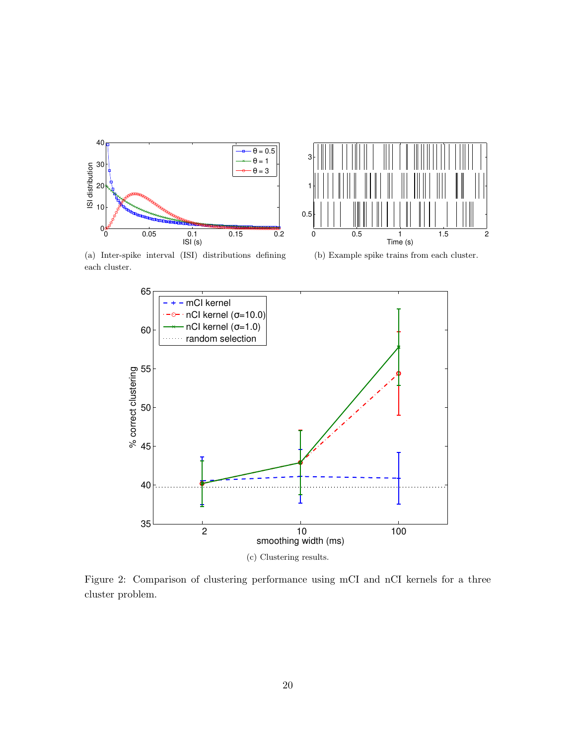(a) Inter-spike interval (ISI) distributions defining each cluster.

(b) Example spike trains from each cluster.

(c) Clustering results.

Figure 2: Comparison of clustering performance using mCI and nCI kernels for a three cluster problem.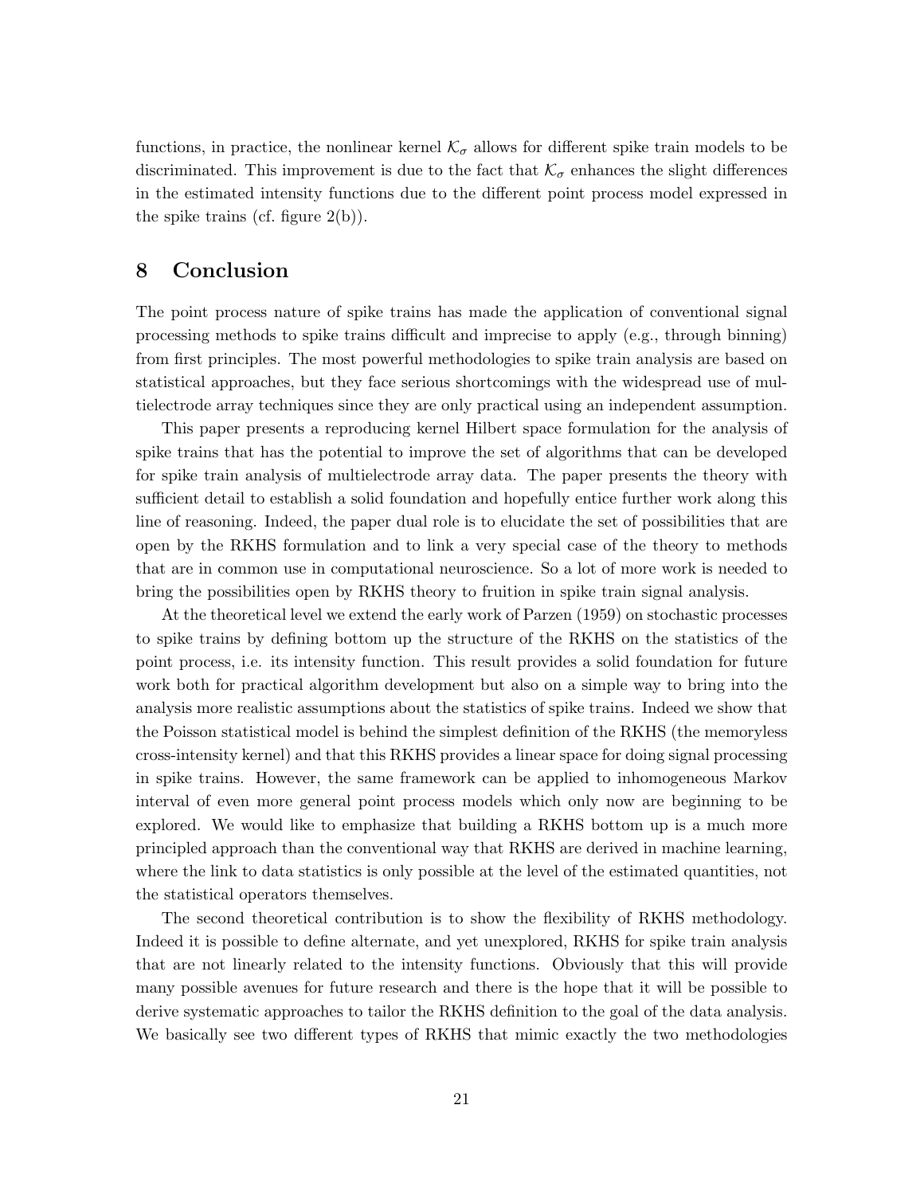functions, in practice, the nonlinear kernel $\mathcal{K}_\sigma$ allows for different spike train models to be discriminated. This improvement is due to the fact that $\mathcal{K}_\sigma$ enhances the slight differences in the estimated intensity functions due to the different point process model expressed in the spike trains (cf. figure 2(b)).

## 8 Conclusion

The point process nature of spike trains has made the application of conventional signal processing methods to spike trains difficult and imprecise to apply (e.g., through binning) from first principles. The most powerful methodologies to spike train analysis are based on statistical approaches, but they face serious shortcomings with the widespread use of multielectrode array techniques since they are only practical using an independent assumption.

This paper presents a reproducing kernel Hilbert space formulation for the analysis of spike trains that has the potential to improve the set of algorithms that can be developed for spike train analysis of multielectrode array data. The paper presents the theory with sufficient detail to establish a solid foundation and hopefully entice further work along this line of reasoning. Indeed, the paper dual role is to elucidate the set of possibilities that are open by the RKHS formulation and to link a very special case of the theory to methods that are in common use in computational neuroscience. So a lot of more work is needed to bring the possibilities open by RKHS theory to fruition in spike train signal analysis.

At the theoretical level we extend the early work of Parzen (1959) on stochastic processes to spike trains by defining bottom up the structure of the RKHS on the statistics of the point process, i.e. its intensity function. This result provides a solid foundation for future work both for practical algorithm development but also on a simple way to bring into the analysis more realistic assumptions about the statistics of spike trains. Indeed we show that the Poisson statistical model is behind the simplest definition of the RKHS (the memoryless cross-intensity kernel) and that this RKHS provides a linear space for doing signal processing in spike trains. However, the same framework can be applied to inhomogeneous Markov interval of even more general point process models which only now are beginning to be explored. We would like to emphasize that building a RKHS bottom up is a much more principled approach than the conventional way that RKHS are derived in machine learning, where the link to data statistics is only possible at the level of the estimated quantities, not the statistical operators themselves.

The second theoretical contribution is to show the flexibility of RKHS methodology. Indeed it is possible to define alternate, and yet unexplored, RKHS for spike train analysis that are not linearly related to the intensity functions. Obviously that this will provide many possible avenues for future research and there is the hope that it will be possible to derive systematic approaches to tailor the RKHS definition to the goal of the data analysis. We basically see two different types of RKHS that mimic exactly the two methodologies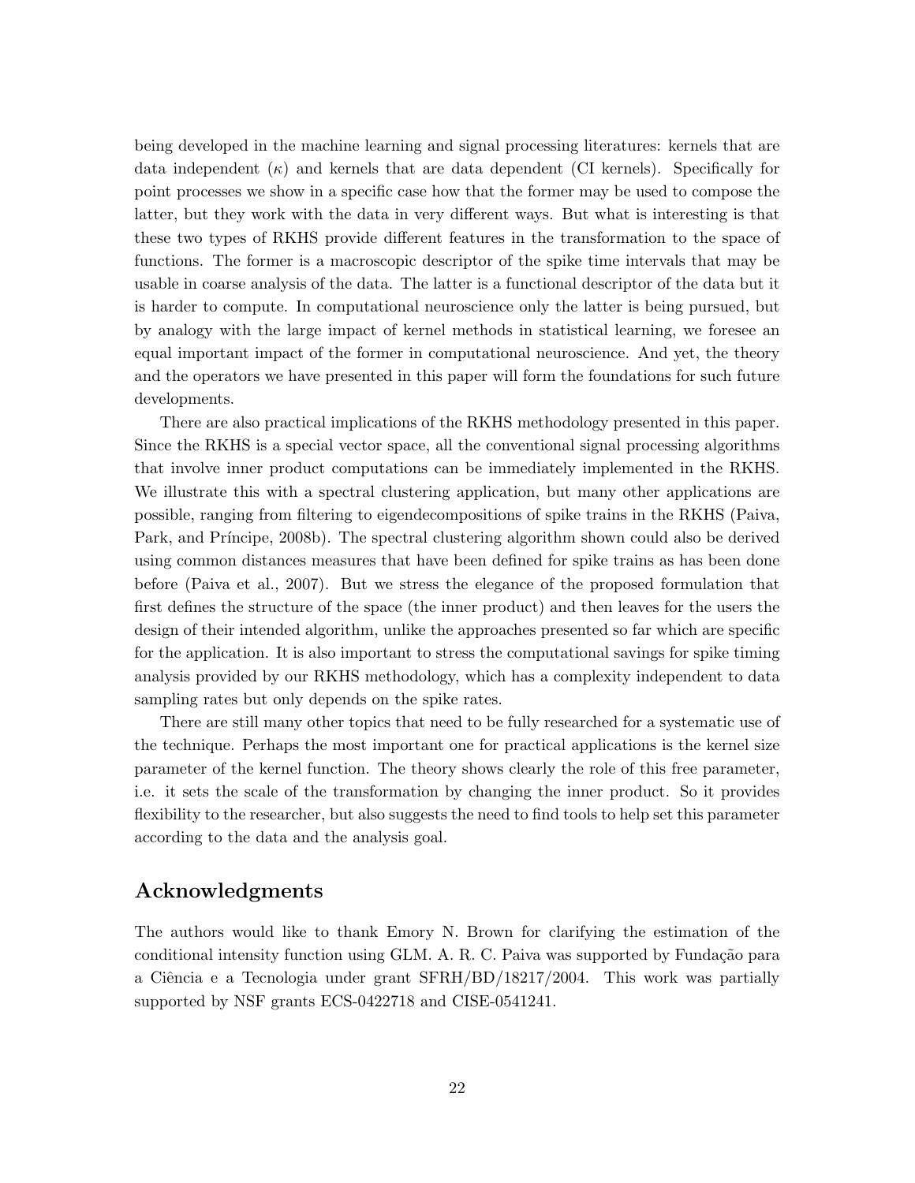being developed in the machine learning and signal processing literatures: kernels that are data independent ($\kappa$) and kernels that are data dependent (CI kernels). Specifically for point processes we show in a specific case how that the former may be used to compose the latter, but they work with the data in very different ways. But what is interesting is that these two types of RKHS provide different features in the transformation to the space of functions. The former is a macroscopic descriptor of the spike time intervals that may be usable in coarse analysis of the data. The latter is a functional descriptor of the data but it is harder to compute. In computational neuroscience only the latter is being pursued, but by analogy with the large impact of kernel methods in statistical learning, we foresee an equal important impact of the former in computational neuroscience. And yet, the theory and the operators we have presented in this paper will form the foundations for such future developments.

There are also practical implications of the RKHS methodology presented in this paper. Since the RKHS is a special vector space, all the conventional signal processing algorithms that involve inner product computations can be immediately implemented in the RKHS. We illustrate this with a spectral clustering application, but many other applications are possible, ranging from filtering to eigendecompositions of spike trains in the RKHS (Paiva, Park, and Príncipe, 2008b). The spectral clustering algorithm shown could also be derived using common distances measures that have been defined for spike trains as has been done before (Paiva et al., 2007). But we stress the elegance of the proposed formulation that first defines the structure of the space (the inner product) and then leaves for the users the design of their intended algorithm, unlike the approaches presented so far which are specific for the application. It is also important to stress the computational savings for spike timing analysis provided by our RKHS methodology, which has a complexity independent to data sampling rates but only depends on the spike rates.

There are still many other topics that need to be fully researched for a systematic use of the technique. Perhaps the most important one for practical applications is the kernel size parameter of the kernel function. The theory shows clearly the role of this free parameter, i.e. it sets the scale of the transformation by changing the inner product. So it provides flexibility to the researcher, but also suggests the need to find tools to help set this parameter according to the data and the analysis goal.

## Acknowledgments

The authors would like to thank Emory N. Brown for clarifying the estimation of the conditional intensity function using GLM. A. R. C. Paiva was supported by Fundação para a Ciência e a Tecnologia under grant SFRH/BD/18217/2004. This work was partially supported by NSF grants ECS-0422718 and CISE-0541241.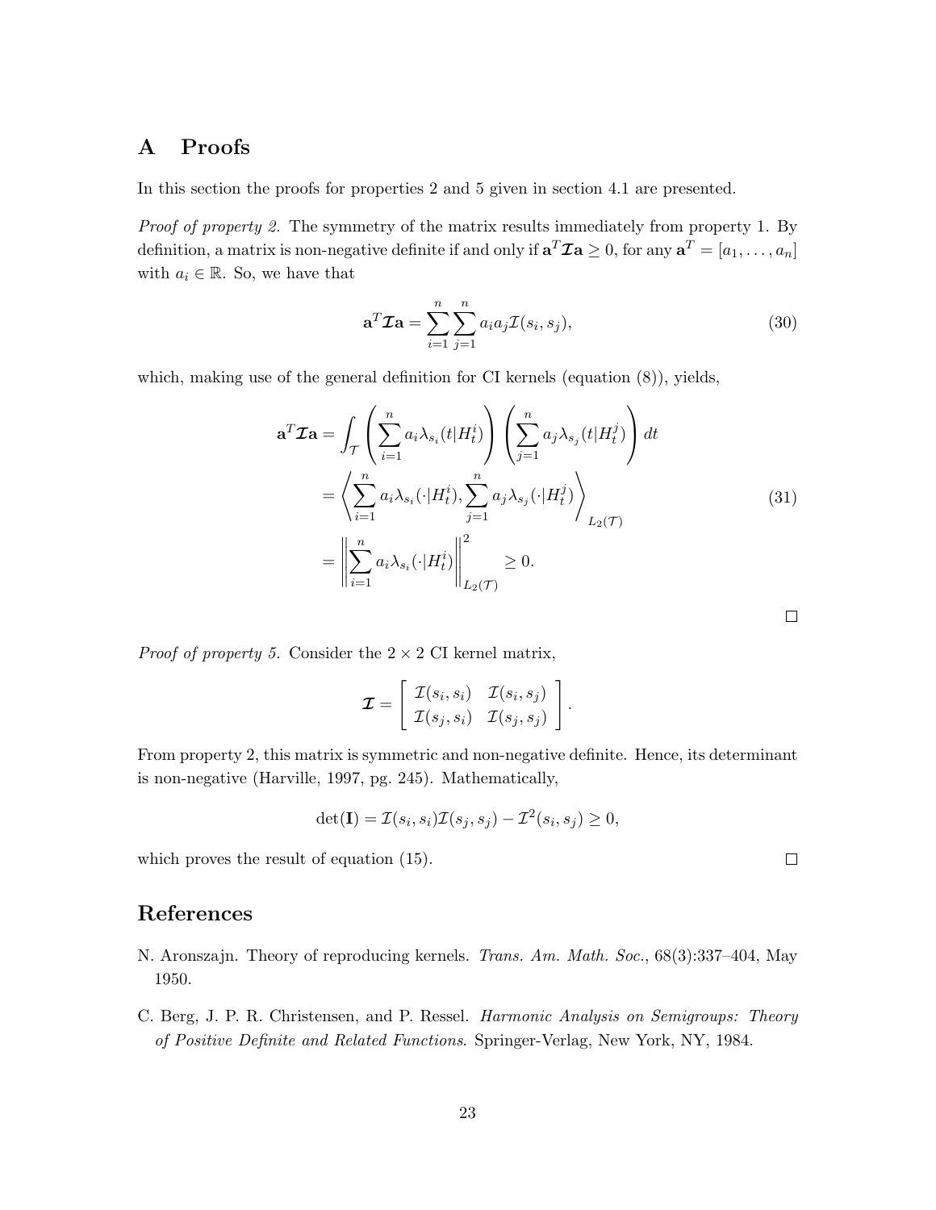# A Proofs

In this section the proofs for properties 2 and 5 given in section 4.1 are presented.

*Proof of property 2.* The symmetry of the matrix results immediately from property 1. By definition, a matrix is non-negative definite if and only if $\mathbf{a}^T \boldsymbol{\mathcal{I}} \mathbf{a} \geq 0$, for any $\mathbf{a}^T = [a_1, \ldots, a_n]$ with $a_i \in \mathbb{R}$. So, we have that

$$\mathbf{a}^T \boldsymbol{\mathcal{I}} \mathbf{a} = \sum_{i=1}^{n} \sum_{j=1}^{n} a_i a_j \mathcal{I}(s_i, s_j), \tag{30}$$

which, making use of the general definition for CI kernels (equation (8)), yields,

$$\begin{aligned}
\mathbf{a}^T \boldsymbol{\mathcal{I}} \mathbf{a} &= \int_{\mathcal{T}} \left( \sum_{i=1}^{n} a_i \lambda_{s_i}(t|H_t^i) \right) \left( \sum_{j=1}^{n} a_j \lambda_{s_j}(t|H_t^j) \right) dt \\
&= \left\langle \sum_{i=1}^{n} a_i \lambda_{s_i}(\cdot|H_t^i), \sum_{j=1}^{n} a_j \lambda_{s_j}(\cdot|H_t^j) \right\rangle_{L_2(\mathcal{T})} \\
&= \left\| \sum_{i=1}^{n} a_i \lambda_{s_i}(\cdot|H_t^i) \right\|_{L_2(\mathcal{T})}^2 \geq 0.
\end{aligned} \tag{31}$$

□

*Proof of property 5.* Consider the $2 \times 2$ CI kernel matrix,

$$\boldsymbol{\mathcal{I}} = \begin{bmatrix} \mathcal{I}(s_i, s_i) & \mathcal{I}(s_i, s_j) \\ \mathcal{I}(s_j, s_i) & \mathcal{I}(s_j, s_j) \end{bmatrix}.$$

From property 2, this matrix is symmetric and non-negative definite. Hence, its determinant is non-negative (Harville, 1997, pg. 245). Mathematically,

$$\det(\mathbf{I}) = \mathcal{I}(s_i, s_i)\mathcal{I}(s_j, s_j) - \mathcal{I}^2(s_i, s_j) \geq 0,$$

which proves the result of equation (15). □

# References

N. Aronszajn. Theory of reproducing kernels. *Trans. Am. Math. Soc.*, 68(3):337–404, May 1950.

C. Berg, J. P. R. Christensen, and P. Ressel. *Harmonic Analysis on Semigroups: Theory of Positive Definite and Related Functions*. Springer-Verlag, New York, NY, 1984.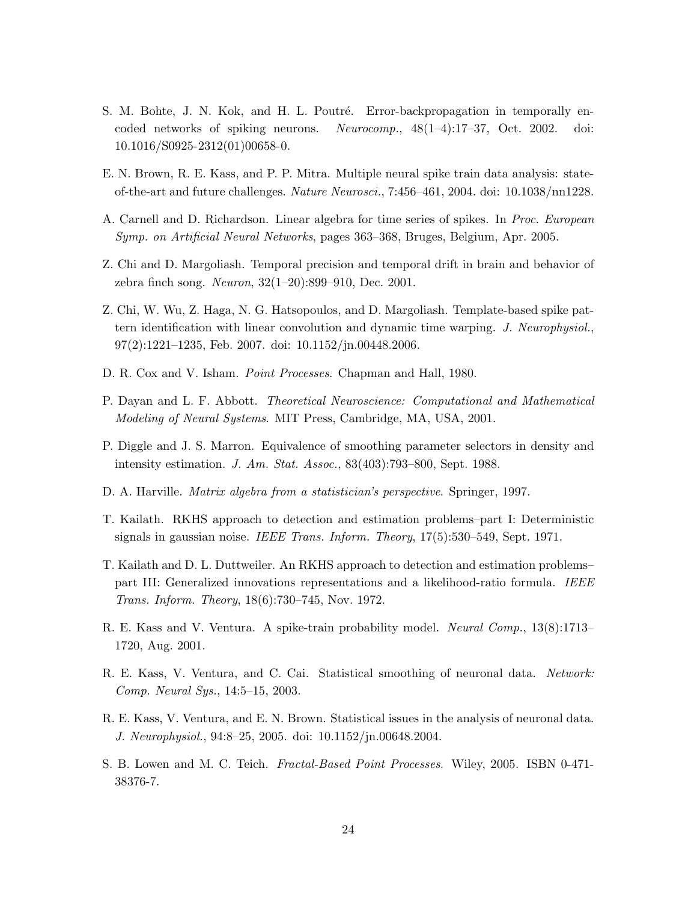S. M. Bohte, J. N. Kok, and H. L. Poutré. Error-backpropagation in temporally encoded networks of spiking neurons. *Neurocomp.*, 48(1–4):17–37, Oct. 2002. doi: 10.1016/S0925-2312(01)00658-0.

E. N. Brown, R. E. Kass, and P. P. Mitra. Multiple neural spike train data analysis: state-of-the-art and future challenges. *Nature Neurosci.*, 7:456–461, 2004. doi: 10.1038/nn1228.

A. Carnell and D. Richardson. Linear algebra for time series of spikes. In *Proc. European Symp. on Artificial Neural Networks*, pages 363–368, Bruges, Belgium, Apr. 2005.

Z. Chi and D. Margoliash. Temporal precision and temporal drift in brain and behavior of zebra finch song. *Neuron*, 32(1–20):899–910, Dec. 2001.

Z. Chi, W. Wu, Z. Haga, N. G. Hatsopoulos, and D. Margoliash. Template-based spike pattern identification with linear convolution and dynamic time warping. *J. Neurophysiol.*, 97(2):1221–1235, Feb. 2007. doi: 10.1152/jn.00448.2006.

D. R. Cox and V. Isham. *Point Processes*. Chapman and Hall, 1980.

P. Dayan and L. F. Abbott. *Theoretical Neuroscience: Computational and Mathematical Modeling of Neural Systems*. MIT Press, Cambridge, MA, USA, 2001.

P. Diggle and J. S. Marron. Equivalence of smoothing parameter selectors in density and intensity estimation. *J. Am. Stat. Assoc.*, 83(403):793–800, Sept. 1988.

D. A. Harville. *Matrix algebra from a statistician's perspective*. Springer, 1997.

T. Kailath. RKHS approach to detection and estimation problems–part I: Deterministic signals in gaussian noise. *IEEE Trans. Inform. Theory*, 17(5):530–549, Sept. 1971.

T. Kailath and D. L. Duttweiler. An RKHS approach to detection and estimation problems–part III: Generalized innovations representations and a likelihood-ratio formula. *IEEE Trans. Inform. Theory*, 18(6):730–745, Nov. 1972.

R. E. Kass and V. Ventura. A spike-train probability model. *Neural Comp.*, 13(8):1713–1720, Aug. 2001.

R. E. Kass, V. Ventura, and C. Cai. Statistical smoothing of neuronal data. *Network: Comp. Neural Sys.*, 14:5–15, 2003.

R. E. Kass, V. Ventura, and E. N. Brown. Statistical issues in the analysis of neuronal data. *J. Neurophysiol.*, 94:8–25, 2005. doi: 10.1152/jn.00648.2004.

S. B. Lowen and M. C. Teich. *Fractal-Based Point Processes*. Wiley, 2005. ISBN 0-471-38376-7.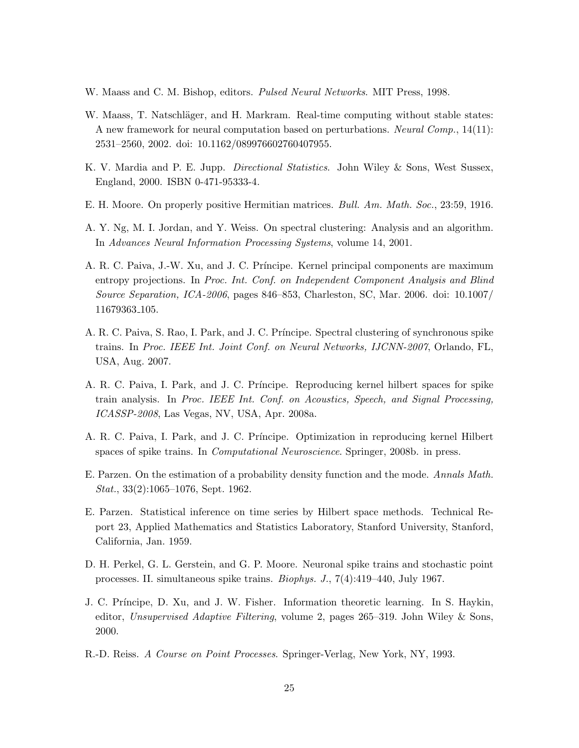W. Maass and C. M. Bishop, editors. *Pulsed Neural Networks*. MIT Press, 1998.

W. Maass, T. Natschläger, and H. Markram. Real-time computing without stable states: A new framework for neural computation based on perturbations. *Neural Comp.*, 14(11): 2531–2560, 2002. doi: 10.1162/089976602760407955.

K. V. Mardia and P. E. Jupp. *Directional Statistics*. John Wiley & Sons, West Sussex, England, 2000. ISBN 0-471-95333-4.

E. H. Moore. On properly positive Hermitian matrices. *Bull. Am. Math. Soc.*, 23:59, 1916.

A. Y. Ng, M. I. Jordan, and Y. Weiss. On spectral clustering: Analysis and an algorithm. In *Advances Neural Information Processing Systems*, volume 14, 2001.

A. R. C. Paiva, J.-W. Xu, and J. C. Príncipe. Kernel principal components are maximum entropy projections. In *Proc. Int. Conf. on Independent Component Analysis and Blind Source Separation, ICA-2006*, pages 846–853, Charleston, SC, Mar. 2006. doi: 10.1007/11679363_105.

A. R. C. Paiva, S. Rao, I. Park, and J. C. Príncipe. Spectral clustering of synchronous spike trains. In *Proc. IEEE Int. Joint Conf. on Neural Networks, IJCNN-2007*, Orlando, FL, USA, Aug. 2007.

A. R. C. Paiva, I. Park, and J. C. Príncipe. Reproducing kernel hilbert spaces for spike train analysis. In *Proc. IEEE Int. Conf. on Acoustics, Speech, and Signal Processing, ICASSP-2008*, Las Vegas, NV, USA, Apr. 2008a.

A. R. C. Paiva, I. Park, and J. C. Príncipe. Optimization in reproducing kernel Hilbert spaces of spike trains. In *Computational Neuroscience*. Springer, 2008b. in press.

E. Parzen. On the estimation of a probability density function and the mode. *Annals Math. Stat.*, 33(2):1065–1076, Sept. 1962.

E. Parzen. Statistical inference on time series by Hilbert space methods. Technical Report 23, Applied Mathematics and Statistics Laboratory, Stanford University, Stanford, California, Jan. 1959.

D. H. Perkel, G. L. Gerstein, and G. P. Moore. Neuronal spike trains and stochastic point processes. II. simultaneous spike trains. *Biophys. J.*, 7(4):419–440, July 1967.

J. C. Príncipe, D. Xu, and J. W. Fisher. Information theoretic learning. In S. Haykin, editor, *Unsupervised Adaptive Filtering*, volume 2, pages 265–319. John Wiley & Sons, 2000.

R.-D. Reiss. *A Course on Point Processes*. Springer-Verlag, New York, NY, 1993.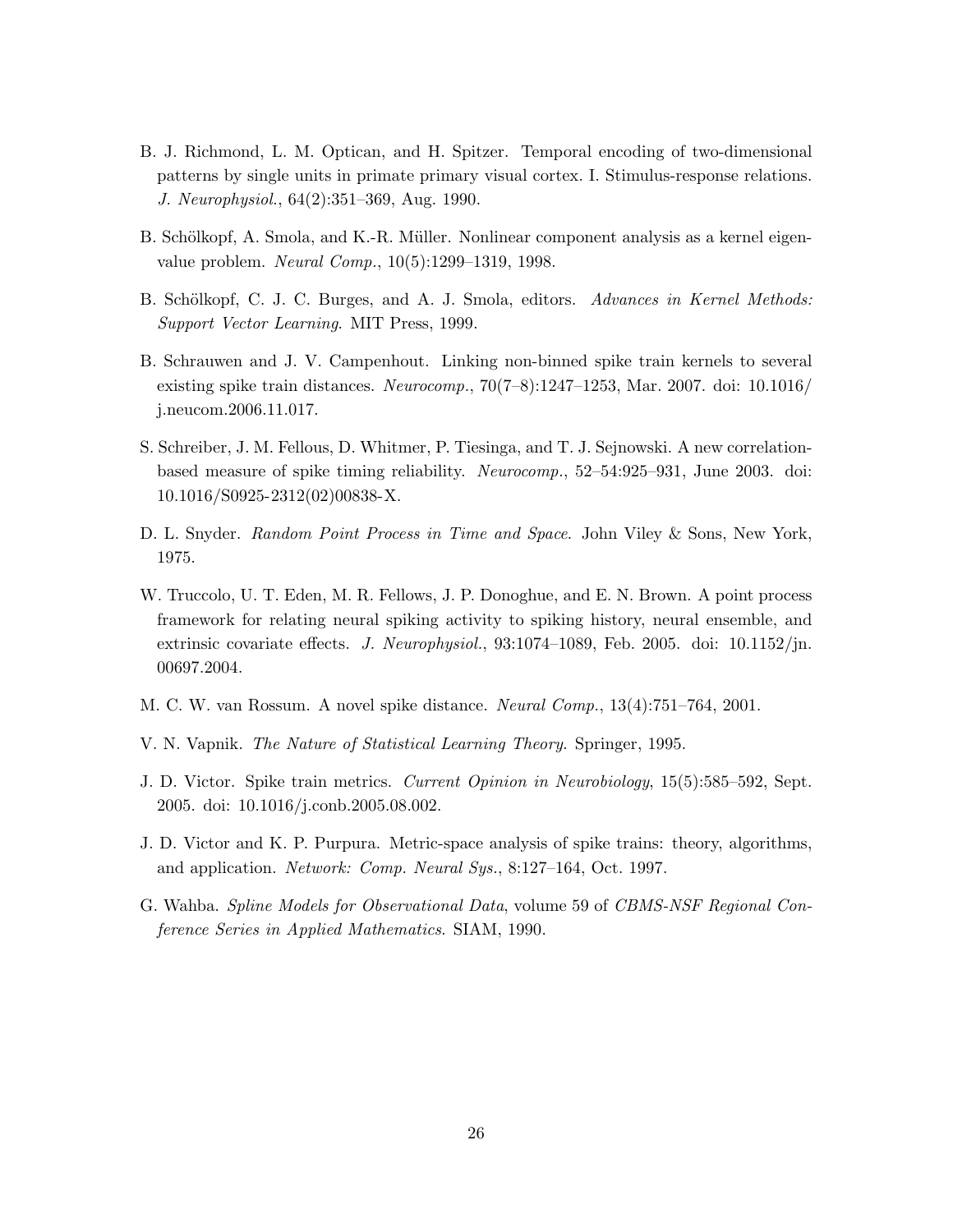B. J. Richmond, L. M. Optican, and H. Spitzer. Temporal encoding of two-dimensional patterns by single units in primate primary visual cortex. I. Stimulus-response relations. *J. Neurophysiol.*, 64(2):351–369, Aug. 1990.

B. Schölkopf, A. Smola, and K.-R. Müller. Nonlinear component analysis as a kernel eigenvalue problem. *Neural Comp.*, 10(5):1299–1319, 1998.

B. Schölkopf, C. J. C. Burges, and A. J. Smola, editors. *Advances in Kernel Methods: Support Vector Learning*. MIT Press, 1999.

B. Schrauwen and J. V. Campenhout. Linking non-binned spike train kernels to several existing spike train distances. *Neurocomp.*, 70(7–8):1247–1253, Mar. 2007. doi: 10.1016/j.neucom.2006.11.017.

S. Schreiber, J. M. Fellous, D. Whitmer, P. Tiesinga, and T. J. Sejnowski. A new correlation-based measure of spike timing reliability. *Neurocomp.*, 52–54:925–931, June 2003. doi: 10.1016/S0925-2312(02)00838-X.

D. L. Snyder. *Random Point Process in Time and Space*. John Viley & Sons, New York, 1975.

W. Truccolo, U. T. Eden, M. R. Fellows, J. P. Donoghue, and E. N. Brown. A point process framework for relating neural spiking activity to spiking history, neural ensemble, and extrinsic covariate effects. *J. Neurophysiol.*, 93:1074–1089, Feb. 2005. doi: 10.1152/jn.00697.2004.

M. C. W. van Rossum. A novel spike distance. *Neural Comp.*, 13(4):751–764, 2001.

V. N. Vapnik. *The Nature of Statistical Learning Theory*. Springer, 1995.

J. D. Victor. Spike train metrics. *Current Opinion in Neurobiology*, 15(5):585–592, Sept. 2005. doi: 10.1016/j.conb.2005.08.002.

J. D. Victor and K. P. Purpura. Metric-space analysis of spike trains: theory, algorithms, and application. *Network: Comp. Neural Sys.*, 8:127–164, Oct. 1997.

G. Wahba. *Spline Models for Observational Data*, volume 59 of *CBMS-NSF Regional Conference Series in Applied Mathematics*. SIAM, 1990.